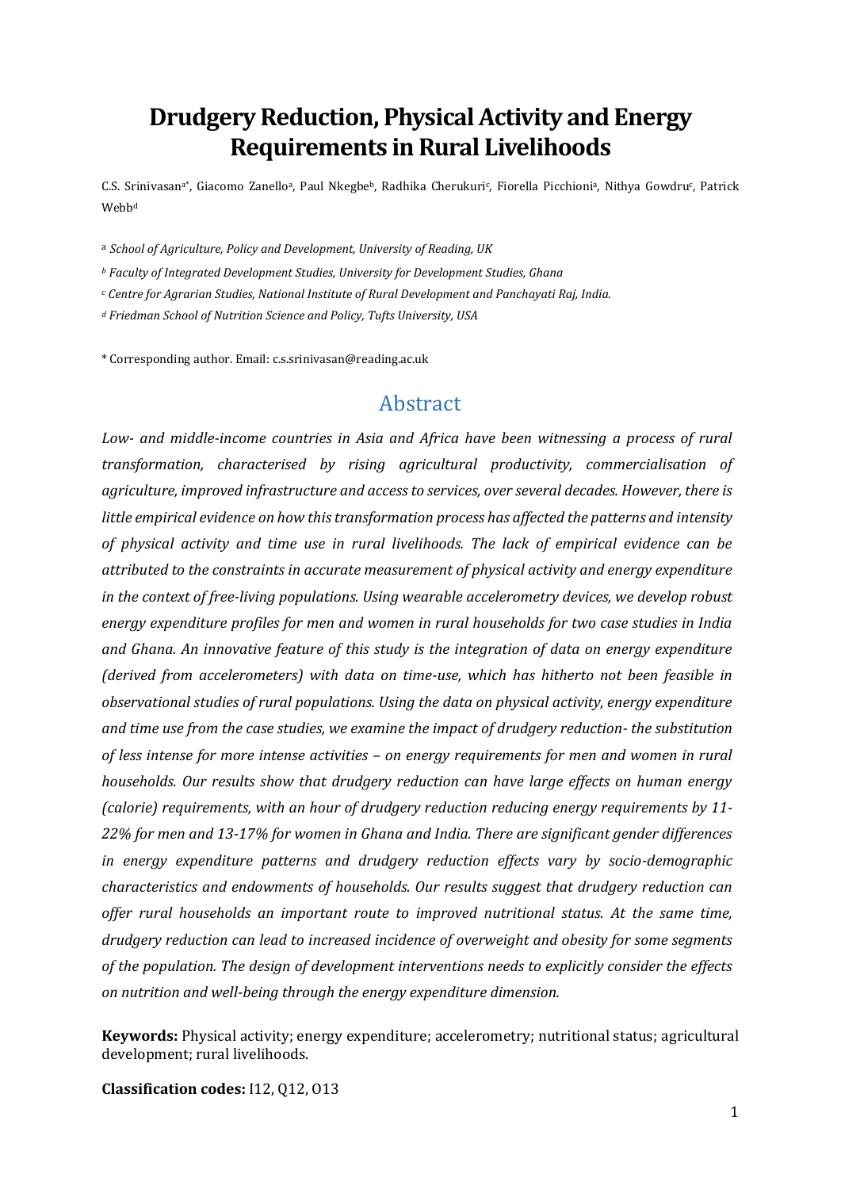# Drudgery Reduction, Physical Activity and Energy Requirements in Rural Livelihoods

C.S. Srinivasan[a*], Giacomo Zanello[a], Paul Nkegbe[b], Radhika Cherukuri[c], Fiorella Picchioni[a], Nithya Gowdru[c], Patrick Webb[d]

[a] *School of Agriculture, Policy and Development, University of Reading, UK*

[b] *Faculty of Integrated Development Studies, University for Development Studies, Ghana*

[c] *Centre for Agrarian Studies, National Institute of Rural Development and Panchayati Raj, India.*

[d] *Friedman School of Nutrition Science and Policy, Tufts University, USA*

\* Corresponding author. Email: c.s.srinivasan@reading.ac.uk

## Abstract

*Low- and middle-income countries in Asia and Africa have been witnessing a process of rural transformation, characterised by rising agricultural productivity, commercialisation of agriculture, improved infrastructure and access to services, over several decades. However, there is little empirical evidence on how this transformation process has affected the patterns and intensity of physical activity and time use in rural livelihoods. The lack of empirical evidence can be attributed to the constraints in accurate measurement of physical activity and energy expenditure in the context of free-living populations. Using wearable accelerometry devices, we develop robust energy expenditure profiles for men and women in rural households for two case studies in India and Ghana. An innovative feature of this study is the integration of data on energy expenditure (derived from accelerometers) with data on time-use, which has hitherto not been feasible in observational studies of rural populations. Using the data on physical activity, energy expenditure and time use from the case studies, we examine the impact of drudgery reduction- the substitution of less intense for more intense activities – on energy requirements for men and women in rural households. Our results show that drudgery reduction can have large effects on human energy (calorie) requirements, with an hour of drudgery reduction reducing energy requirements by 11-22% for men and 13-17% for women in Ghana and India. There are significant gender differences in energy expenditure patterns and drudgery reduction effects vary by socio-demographic characteristics and endowments of households. Our results suggest that drudgery reduction can offer rural households an important route to improved nutritional status. At the same time, drudgery reduction can lead to increased incidence of overweight and obesity for some segments of the population. The design of development interventions needs to explicitly consider the effects on nutrition and well-being through the energy expenditure dimension.*

**Keywords:** Physical activity; energy expenditure; accelerometry; nutritional status; agricultural development; rural livelihoods.

**Classification codes:** I12, Q12, O13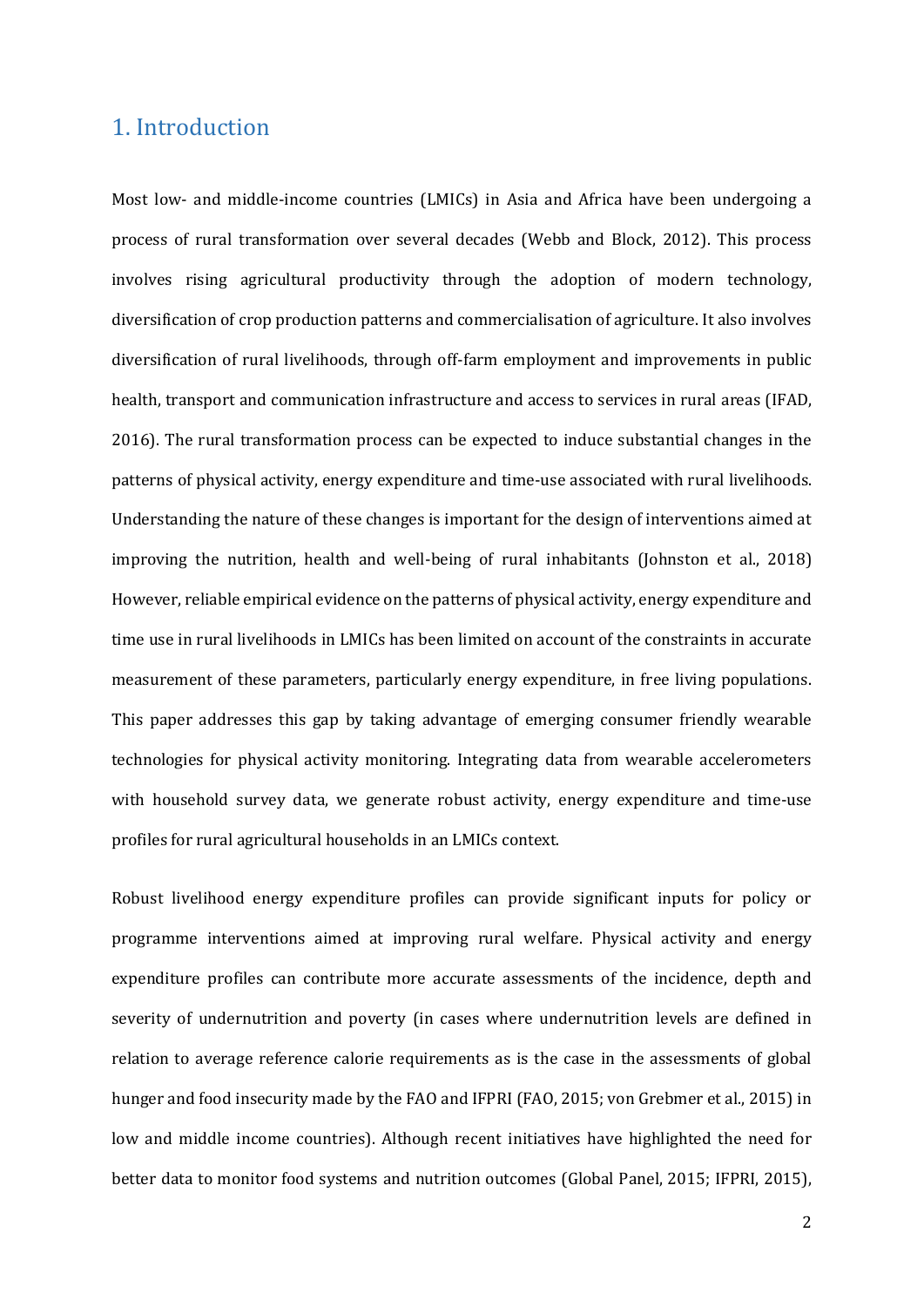## 1. Introduction

Most low- and middle-income countries (LMICs) in Asia and Africa have been undergoing a process of rural transformation over several decades (Webb and Block, 2012). This process involves rising agricultural productivity through the adoption of modern technology, diversification of crop production patterns and commercialisation of agriculture. It also involves diversification of rural livelihoods, through off-farm employment and improvements in public health, transport and communication infrastructure and access to services in rural areas (IFAD, 2016). The rural transformation process can be expected to induce substantial changes in the patterns of physical activity, energy expenditure and time-use associated with rural livelihoods. Understanding the nature of these changes is important for the design of interventions aimed at improving the nutrition, health and well-being of rural inhabitants (Johnston et al., 2018) However, reliable empirical evidence on the patterns of physical activity, energy expenditure and time use in rural livelihoods in LMICs has been limited on account of the constraints in accurate measurement of these parameters, particularly energy expenditure, in free living populations. This paper addresses this gap by taking advantage of emerging consumer friendly wearable technologies for physical activity monitoring. Integrating data from wearable accelerometers with household survey data, we generate robust activity, energy expenditure and time-use profiles for rural agricultural households in an LMICs context.

Robust livelihood energy expenditure profiles can provide significant inputs for policy or programme interventions aimed at improving rural welfare. Physical activity and energy expenditure profiles can contribute more accurate assessments of the incidence, depth and severity of undernutrition and poverty (in cases where undernutrition levels are defined in relation to average reference calorie requirements as is the case in the assessments of global hunger and food insecurity made by the FAO and IFPRI (FAO, 2015; von Grebmer et al., 2015) in low and middle income countries). Although recent initiatives have highlighted the need for better data to monitor food systems and nutrition outcomes (Global Panel, 2015; IFPRI, 2015),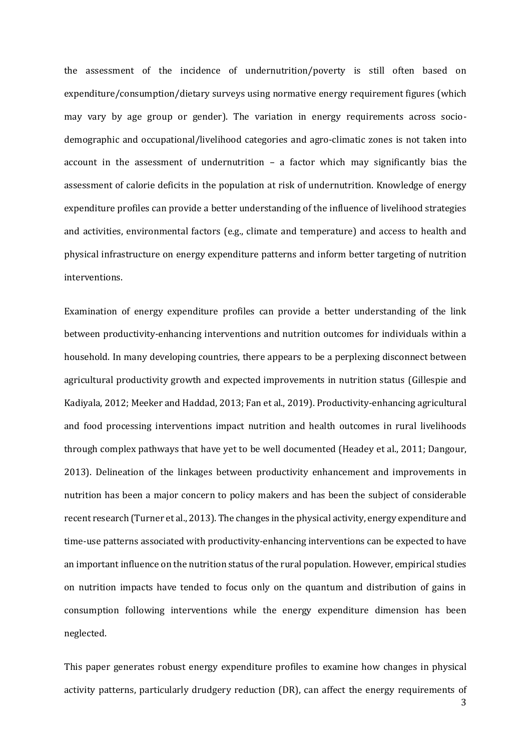the assessment of the incidence of undernutrition/poverty is still often based on expenditure/consumption/dietary surveys using normative energy requirement figures (which may vary by age group or gender). The variation in energy requirements across socio-demographic and occupational/livelihood categories and agro-climatic zones is not taken into account in the assessment of undernutrition – a factor which may significantly bias the assessment of calorie deficits in the population at risk of undernutrition. Knowledge of energy expenditure profiles can provide a better understanding of the influence of livelihood strategies and activities, environmental factors (e.g., climate and temperature) and access to health and physical infrastructure on energy expenditure patterns and inform better targeting of nutrition interventions.

Examination of energy expenditure profiles can provide a better understanding of the link between productivity-enhancing interventions and nutrition outcomes for individuals within a household. In many developing countries, there appears to be a perplexing disconnect between agricultural productivity growth and expected improvements in nutrition status (Gillespie and Kadiyala, 2012; Meeker and Haddad, 2013; Fan et al., 2019). Productivity-enhancing agricultural and food processing interventions impact nutrition and health outcomes in rural livelihoods through complex pathways that have yet to be well documented (Headey et al., 2011; Dangour, 2013). Delineation of the linkages between productivity enhancement and improvements in nutrition has been a major concern to policy makers and has been the subject of considerable recent research (Turner et al., 2013). The changes in the physical activity, energy expenditure and time-use patterns associated with productivity-enhancing interventions can be expected to have an important influence on the nutrition status of the rural population. However, empirical studies on nutrition impacts have tended to focus only on the quantum and distribution of gains in consumption following interventions while the energy expenditure dimension has been neglected.

This paper generates robust energy expenditure profiles to examine how changes in physical activity patterns, particularly drudgery reduction (DR), can affect the energy requirements of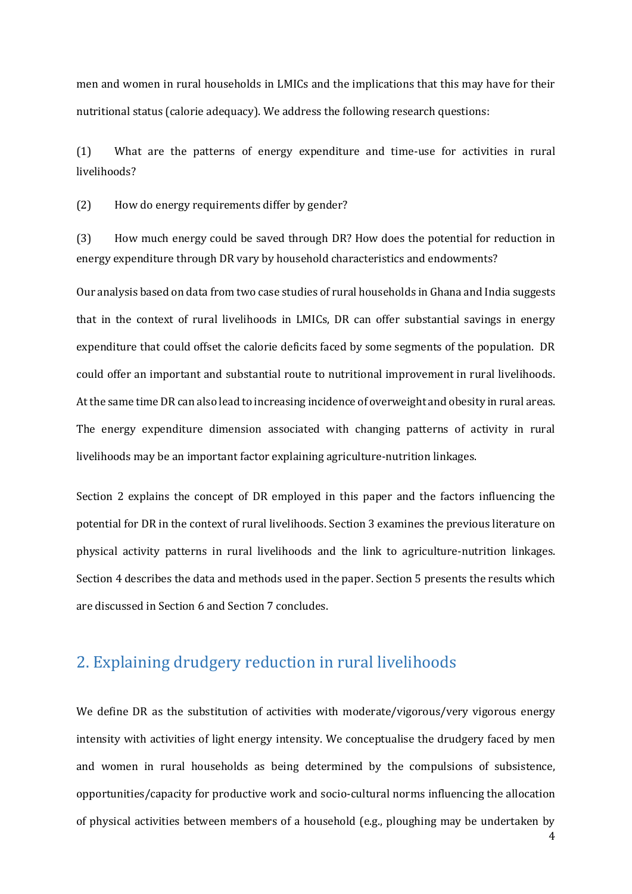men and women in rural households in LMICs and the implications that this may have for their nutritional status (calorie adequacy). We address the following research questions:

(1) What are the patterns of energy expenditure and time-use for activities in rural livelihoods?

(2) How do energy requirements differ by gender?

(3) How much energy could be saved through DR? How does the potential for reduction in energy expenditure through DR vary by household characteristics and endowments?

Our analysis based on data from two case studies of rural households in Ghana and India suggests that in the context of rural livelihoods in LMICs, DR can offer substantial savings in energy expenditure that could offset the calorie deficits faced by some segments of the population. DR could offer an important and substantial route to nutritional improvement in rural livelihoods. At the same time DR can also lead to increasing incidence of overweight and obesity in rural areas. The energy expenditure dimension associated with changing patterns of activity in rural livelihoods may be an important factor explaining agriculture-nutrition linkages.

Section 2 explains the concept of DR employed in this paper and the factors influencing the potential for DR in the context of rural livelihoods. Section 3 examines the previous literature on physical activity patterns in rural livelihoods and the link to agriculture-nutrition linkages. Section 4 describes the data and methods used in the paper. Section 5 presents the results which are discussed in Section 6 and Section 7 concludes.

## 2. Explaining drudgery reduction in rural livelihoods

We define DR as the substitution of activities with moderate/vigorous/very vigorous energy intensity with activities of light energy intensity. We conceptualise the drudgery faced by men and women in rural households as being determined by the compulsions of subsistence, opportunities/capacity for productive work and socio-cultural norms influencing the allocation of physical activities between members of a household (e.g., ploughing may be undertaken by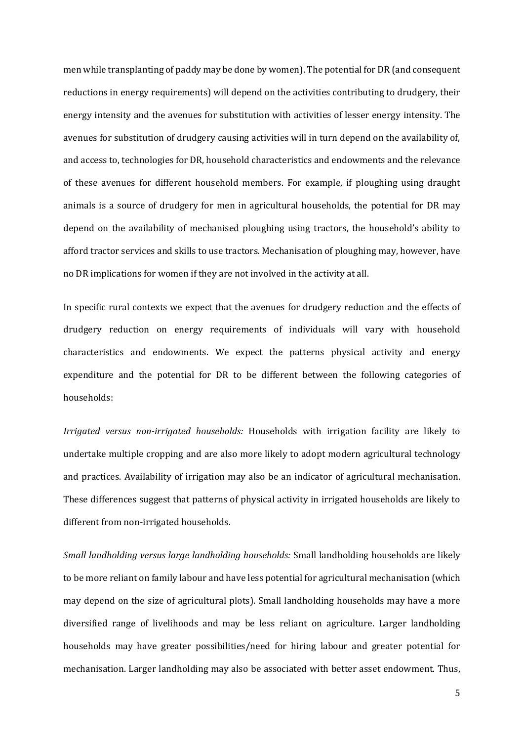men while transplanting of paddy may be done by women). The potential for DR (and consequent reductions in energy requirements) will depend on the activities contributing to drudgery, their energy intensity and the avenues for substitution with activities of lesser energy intensity. The avenues for substitution of drudgery causing activities will in turn depend on the availability of, and access to, technologies for DR, household characteristics and endowments and the relevance of these avenues for different household members. For example, if ploughing using draught animals is a source of drudgery for men in agricultural households, the potential for DR may depend on the availability of mechanised ploughing using tractors, the household's ability to afford tractor services and skills to use tractors. Mechanisation of ploughing may, however, have no DR implications for women if they are not involved in the activity at all.

In specific rural contexts we expect that the avenues for drudgery reduction and the effects of drudgery reduction on energy requirements of individuals will vary with household characteristics and endowments. We expect the patterns physical activity and energy expenditure and the potential for DR to be different between the following categories of households:

*Irrigated versus non-irrigated households:* Households with irrigation facility are likely to undertake multiple cropping and are also more likely to adopt modern agricultural technology and practices. Availability of irrigation may also be an indicator of agricultural mechanisation. These differences suggest that patterns of physical activity in irrigated households are likely to different from non-irrigated households.

*Small landholding versus large landholding households:* Small landholding households are likely to be more reliant on family labour and have less potential for agricultural mechanisation (which may depend on the size of agricultural plots). Small landholding households may have a more diversified range of livelihoods and may be less reliant on agriculture. Larger landholding households may have greater possibilities/need for hiring labour and greater potential for mechanisation. Larger landholding may also be associated with better asset endowment. Thus,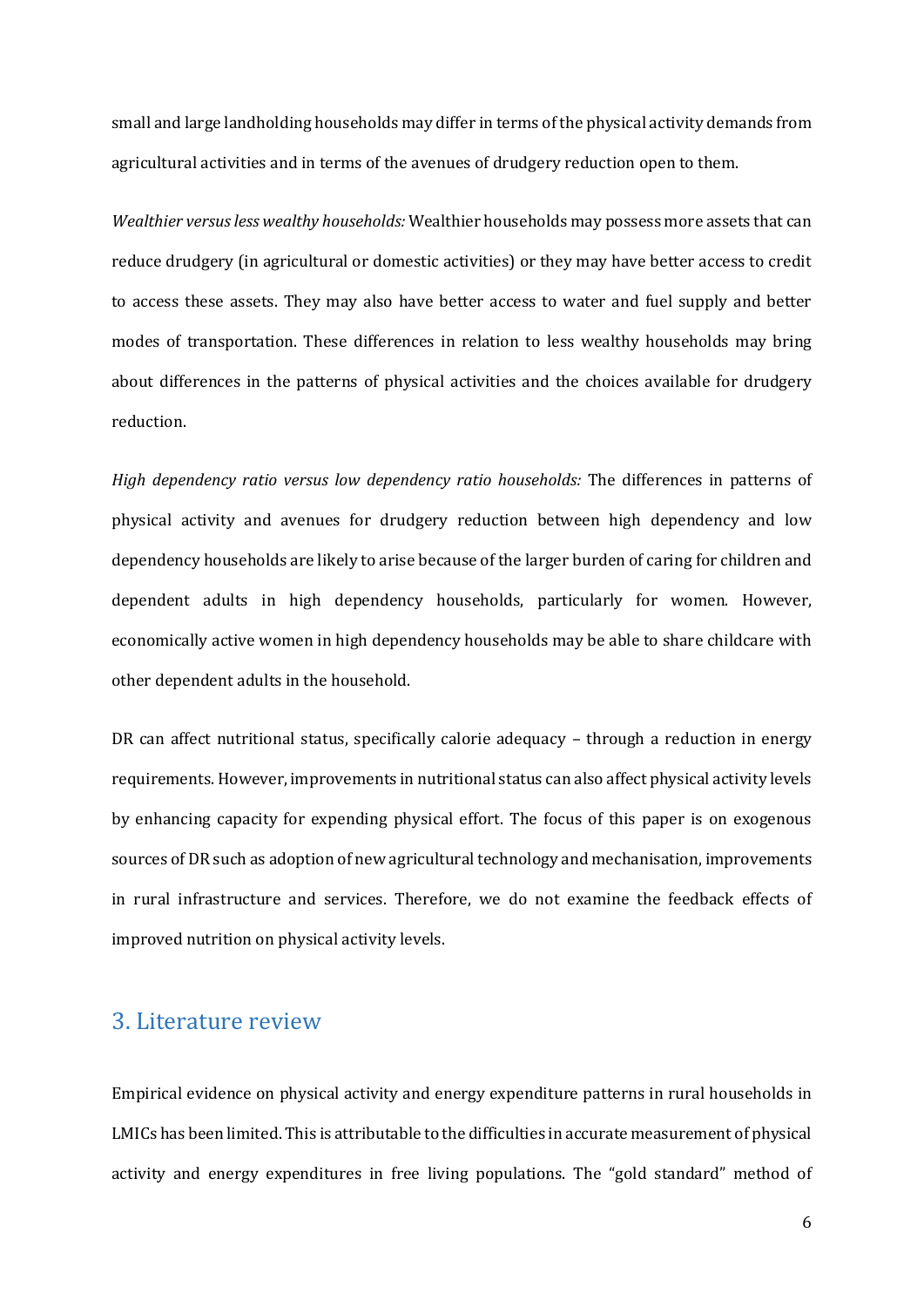small and large landholding households may differ in terms of the physical activity demands from agricultural activities and in terms of the avenues of drudgery reduction open to them.

*Wealthier versus less wealthy households:* Wealthier households may possess more assets that can reduce drudgery (in agricultural or domestic activities) or they may have better access to credit to access these assets. They may also have better access to water and fuel supply and better modes of transportation. These differences in relation to less wealthy households may bring about differences in the patterns of physical activities and the choices available for drudgery reduction.

*High dependency ratio versus low dependency ratio households:* The differences in patterns of physical activity and avenues for drudgery reduction between high dependency and low dependency households are likely to arise because of the larger burden of caring for children and dependent adults in high dependency households, particularly for women. However, economically active women in high dependency households may be able to share childcare with other dependent adults in the household.

DR can affect nutritional status, specifically calorie adequacy – through a reduction in energy requirements. However, improvements in nutritional status can also affect physical activity levels by enhancing capacity for expending physical effort. The focus of this paper is on exogenous sources of DR such as adoption of new agricultural technology and mechanisation, improvements in rural infrastructure and services. Therefore, we do not examine the feedback effects of improved nutrition on physical activity levels.

## 3. Literature review

Empirical evidence on physical activity and energy expenditure patterns in rural households in LMICs has been limited. This is attributable to the difficulties in accurate measurement of physical activity and energy expenditures in free living populations. The "gold standard" method of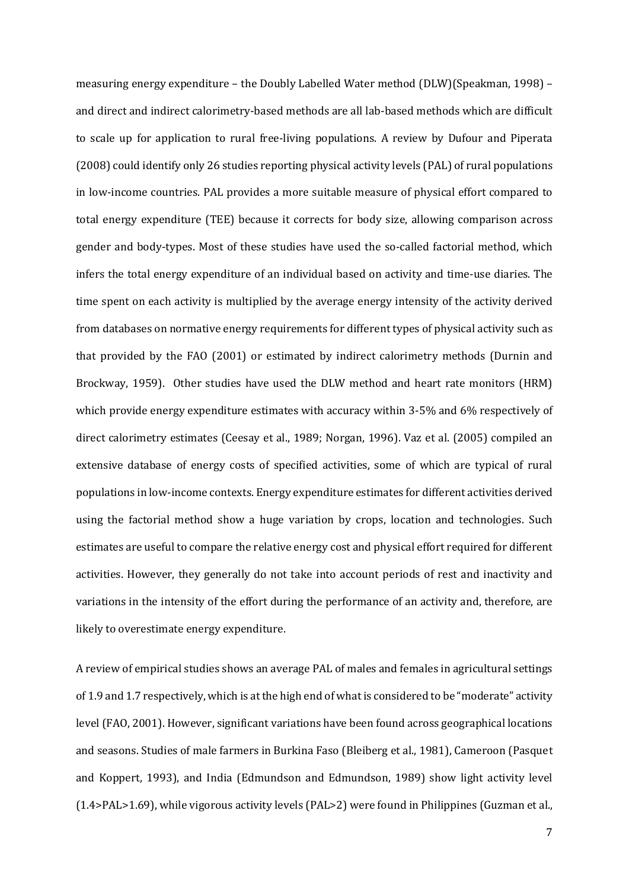measuring energy expenditure – the Doubly Labelled Water method (DLW)(Speakman, 1998) – and direct and indirect calorimetry-based methods are all lab-based methods which are difficult to scale up for application to rural free-living populations. A review by Dufour and Piperata (2008) could identify only 26 studies reporting physical activity levels (PAL) of rural populations in low-income countries. PAL provides a more suitable measure of physical effort compared to total energy expenditure (TEE) because it corrects for body size, allowing comparison across gender and body-types. Most of these studies have used the so-called factorial method, which infers the total energy expenditure of an individual based on activity and time-use diaries. The time spent on each activity is multiplied by the average energy intensity of the activity derived from databases on normative energy requirements for different types of physical activity such as that provided by the FAO (2001) or estimated by indirect calorimetry methods (Durnin and Brockway, 1959). Other studies have used the DLW method and heart rate monitors (HRM) which provide energy expenditure estimates with accuracy within 3-5% and 6% respectively of direct calorimetry estimates (Ceesay et al., 1989; Norgan, 1996). Vaz et al. (2005) compiled an extensive database of energy costs of specified activities, some of which are typical of rural populations in low-income contexts. Energy expenditure estimates for different activities derived using the factorial method show a huge variation by crops, location and technologies. Such estimates are useful to compare the relative energy cost and physical effort required for different activities. However, they generally do not take into account periods of rest and inactivity and variations in the intensity of the effort during the performance of an activity and, therefore, are likely to overestimate energy expenditure.

A review of empirical studies shows an average PAL of males and females in agricultural settings of 1.9 and 1.7 respectively, which is at the high end of what is considered to be "moderate" activity level (FAO, 2001). However, significant variations have been found across geographical locations and seasons. Studies of male farmers in Burkina Faso (Bleiberg et al., 1981), Cameroon (Pasquet and Koppert, 1993), and India (Edmundson and Edmundson, 1989) show light activity level (1.4>PAL>1.69), while vigorous activity levels (PAL>2) were found in Philippines (Guzman et al.,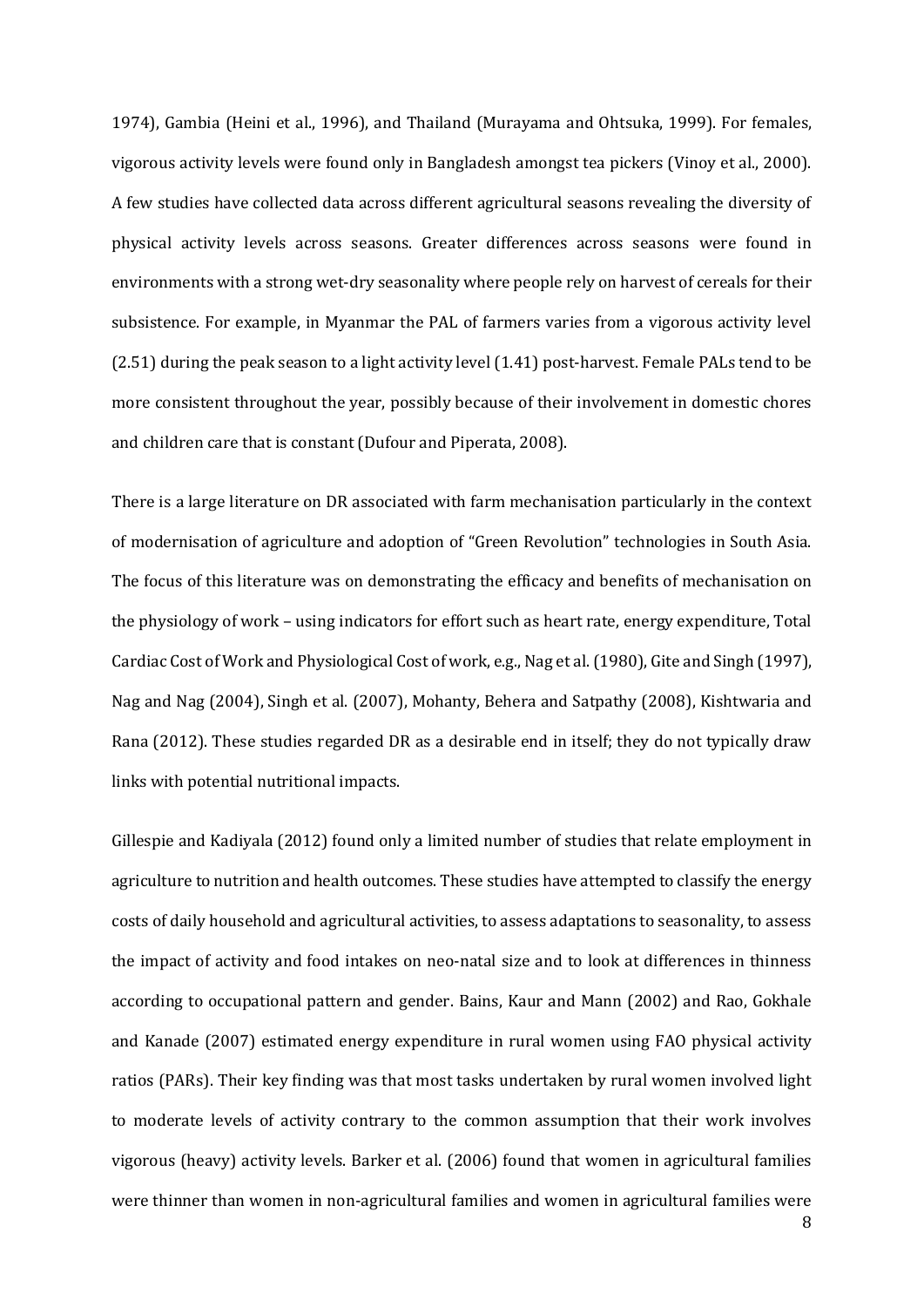1974), Gambia (Heini et al., 1996), and Thailand (Murayama and Ohtsuka, 1999). For females, vigorous activity levels were found only in Bangladesh amongst tea pickers (Vinoy et al., 2000). A few studies have collected data across different agricultural seasons revealing the diversity of physical activity levels across seasons. Greater differences across seasons were found in environments with a strong wet-dry seasonality where people rely on harvest of cereals for their subsistence. For example, in Myanmar the PAL of farmers varies from a vigorous activity level (2.51) during the peak season to a light activity level (1.41) post-harvest. Female PALs tend to be more consistent throughout the year, possibly because of their involvement in domestic chores and children care that is constant (Dufour and Piperata, 2008).

There is a large literature on DR associated with farm mechanisation particularly in the context of modernisation of agriculture and adoption of "Green Revolution" technologies in South Asia. The focus of this literature was on demonstrating the efficacy and benefits of mechanisation on the physiology of work – using indicators for effort such as heart rate, energy expenditure, Total Cardiac Cost of Work and Physiological Cost of work, e.g., Nag et al. (1980), Gite and Singh (1997), Nag and Nag (2004), Singh et al. (2007), Mohanty, Behera and Satpathy (2008), Kishtwaria and Rana (2012). These studies regarded DR as a desirable end in itself; they do not typically draw links with potential nutritional impacts.

Gillespie and Kadiyala (2012) found only a limited number of studies that relate employment in agriculture to nutrition and health outcomes. These studies have attempted to classify the energy costs of daily household and agricultural activities, to assess adaptations to seasonality, to assess the impact of activity and food intakes on neo-natal size and to look at differences in thinness according to occupational pattern and gender. Bains, Kaur and Mann (2002) and Rao, Gokhale and Kanade (2007) estimated energy expenditure in rural women using FAO physical activity ratios (PARs). Their key finding was that most tasks undertaken by rural women involved light to moderate levels of activity contrary to the common assumption that their work involves vigorous (heavy) activity levels. Barker et al. (2006) found that women in agricultural families were thinner than women in non-agricultural families and women in agricultural families were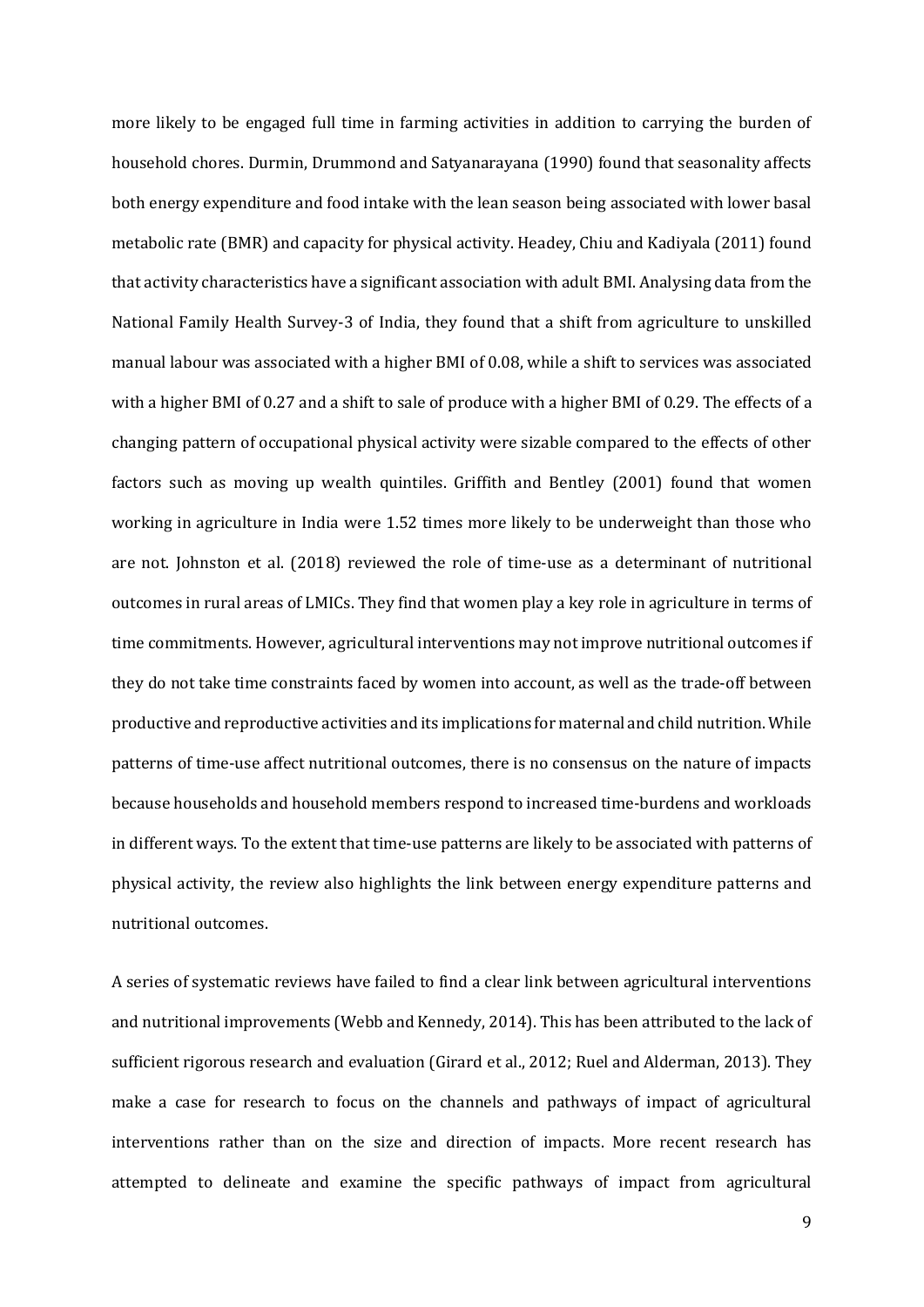more likely to be engaged full time in farming activities in addition to carrying the burden of household chores. Durmin, Drummond and Satyanarayana (1990) found that seasonality affects both energy expenditure and food intake with the lean season being associated with lower basal metabolic rate (BMR) and capacity for physical activity. Headey, Chiu and Kadiyala (2011) found that activity characteristics have a significant association with adult BMI. Analysing data from the National Family Health Survey-3 of India, they found that a shift from agriculture to unskilled manual labour was associated with a higher BMI of 0.08, while a shift to services was associated with a higher BMI of 0.27 and a shift to sale of produce with a higher BMI of 0.29. The effects of a changing pattern of occupational physical activity were sizable compared to the effects of other factors such as moving up wealth quintiles. Griffith and Bentley (2001) found that women working in agriculture in India were 1.52 times more likely to be underweight than those who are not. Johnston et al. (2018) reviewed the role of time-use as a determinant of nutritional outcomes in rural areas of LMICs. They find that women play a key role in agriculture in terms of time commitments. However, agricultural interventions may not improve nutritional outcomes if they do not take time constraints faced by women into account, as well as the trade-off between productive and reproductive activities and its implications for maternal and child nutrition. While patterns of time-use affect nutritional outcomes, there is no consensus on the nature of impacts because households and household members respond to increased time-burdens and workloads in different ways. To the extent that time-use patterns are likely to be associated with patterns of physical activity, the review also highlights the link between energy expenditure patterns and nutritional outcomes.

A series of systematic reviews have failed to find a clear link between agricultural interventions and nutritional improvements (Webb and Kennedy, 2014). This has been attributed to the lack of sufficient rigorous research and evaluation (Girard et al., 2012; Ruel and Alderman, 2013). They make a case for research to focus on the channels and pathways of impact of agricultural interventions rather than on the size and direction of impacts. More recent research has attempted to delineate and examine the specific pathways of impact from agricultural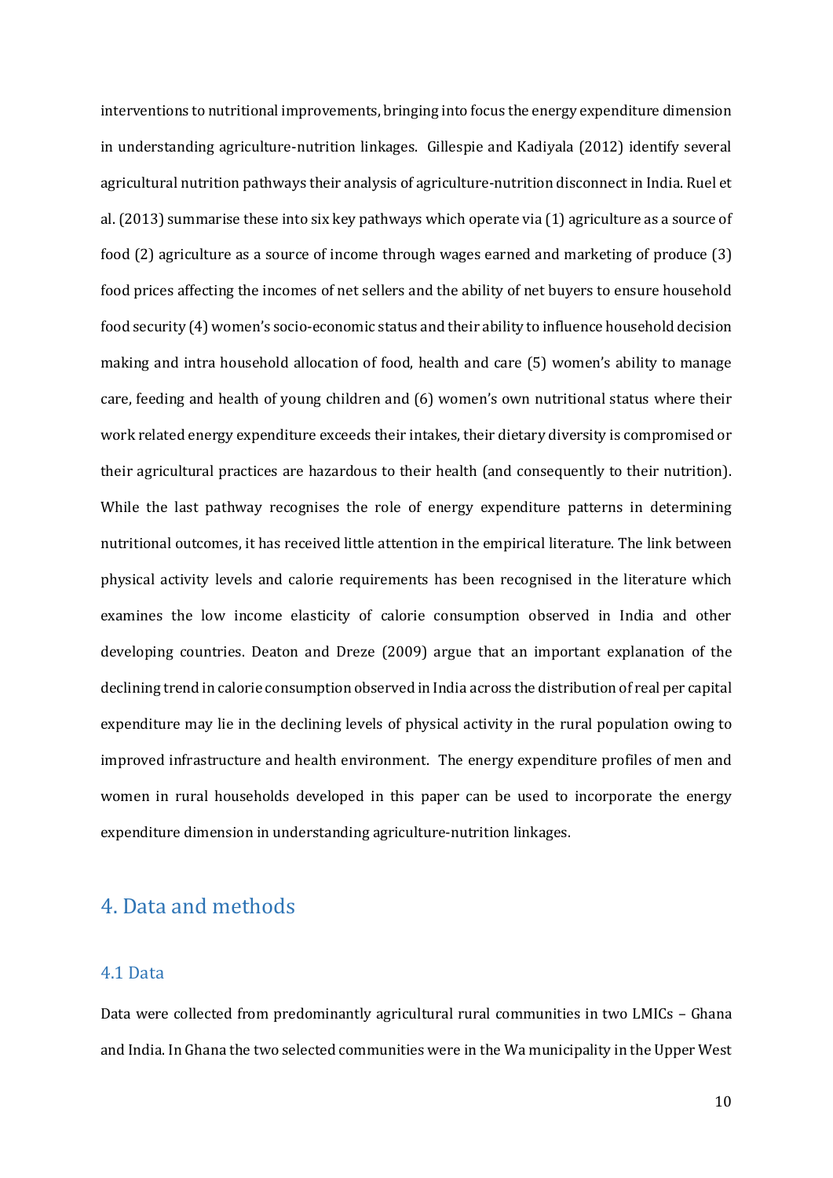interventions to nutritional improvements, bringing into focus the energy expenditure dimension in understanding agriculture-nutrition linkages. Gillespie and Kadiyala (2012) identify several agricultural nutrition pathways their analysis of agriculture-nutrition disconnect in India. Ruel et al. (2013) summarise these into six key pathways which operate via (1) agriculture as a source of food (2) agriculture as a source of income through wages earned and marketing of produce (3) food prices affecting the incomes of net sellers and the ability of net buyers to ensure household food security (4) women's socio-economic status and their ability to influence household decision making and intra household allocation of food, health and care (5) women's ability to manage care, feeding and health of young children and (6) women's own nutritional status where their work related energy expenditure exceeds their intakes, their dietary diversity is compromised or their agricultural practices are hazardous to their health (and consequently to their nutrition). While the last pathway recognises the role of energy expenditure patterns in determining nutritional outcomes, it has received little attention in the empirical literature. The link between physical activity levels and calorie requirements has been recognised in the literature which examines the low income elasticity of calorie consumption observed in India and other developing countries. Deaton and Dreze (2009) argue that an important explanation of the declining trend in calorie consumption observed in India across the distribution of real per capital expenditure may lie in the declining levels of physical activity in the rural population owing to improved infrastructure and health environment. The energy expenditure profiles of men and women in rural households developed in this paper can be used to incorporate the energy expenditure dimension in understanding agriculture-nutrition linkages.

## 4. Data and methods

### 4.1 Data

Data were collected from predominantly agricultural rural communities in two LMICs – Ghana and India. In Ghana the two selected communities were in the Wa municipality in the Upper West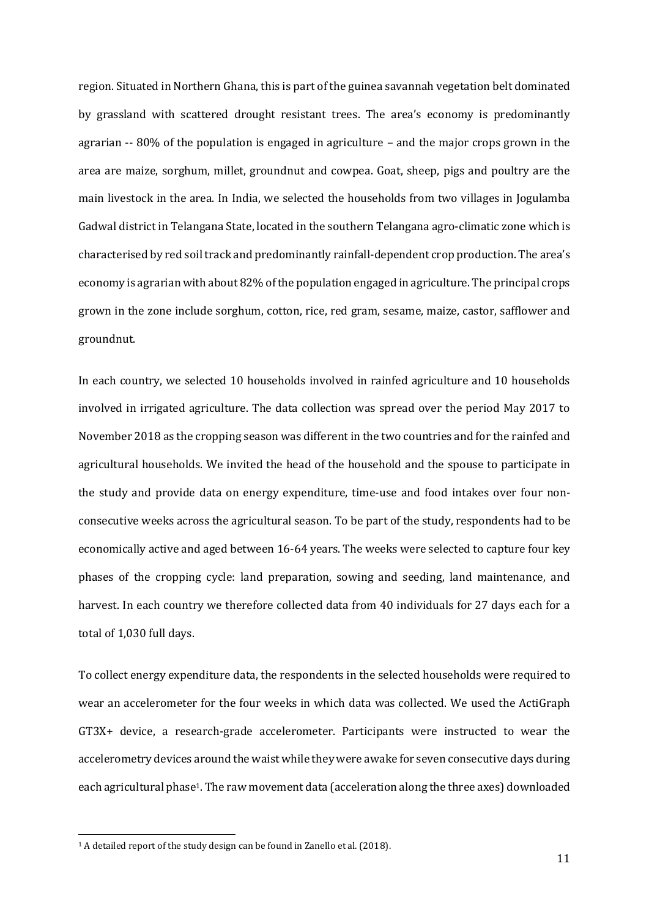region. Situated in Northern Ghana, this is part of the guinea savannah vegetation belt dominated by grassland with scattered drought resistant trees. The area's economy is predominantly agrarian -- 80% of the population is engaged in agriculture – and the major crops grown in the area are maize, sorghum, millet, groundnut and cowpea. Goat, sheep, pigs and poultry are the main livestock in the area. In India, we selected the households from two villages in Jogulamba Gadwal district in Telangana State, located in the southern Telangana agro-climatic zone which is characterised by red soil track and predominantly rainfall-dependent crop production. The area's economy is agrarian with about 82% of the population engaged in agriculture. The principal crops grown in the zone include sorghum, cotton, rice, red gram, sesame, maize, castor, safflower and groundnut.

In each country, we selected 10 households involved in rainfed agriculture and 10 households involved in irrigated agriculture. The data collection was spread over the period May 2017 to November 2018 as the cropping season was different in the two countries and for the rainfed and agricultural households. We invited the head of the household and the spouse to participate in the study and provide data on energy expenditure, time-use and food intakes over four non-consecutive weeks across the agricultural season. To be part of the study, respondents had to be economically active and aged between 16-64 years. The weeks were selected to capture four key phases of the cropping cycle: land preparation, sowing and seeding, land maintenance, and harvest. In each country we therefore collected data from 40 individuals for 27 days each for a total of 1,030 full days.

To collect energy expenditure data, the respondents in the selected households were required to wear an accelerometer for the four weeks in which data was collected. We used the ActiGraph GT3X+ device, a research-grade accelerometer. Participants were instructed to wear the accelerometry devices around the waist while they were awake for seven consecutive days during each agricultural phase[1]. The raw movement data (acceleration along the three axes) downloaded

[1] A detailed report of the study design can be found in Zanello et al. (2018).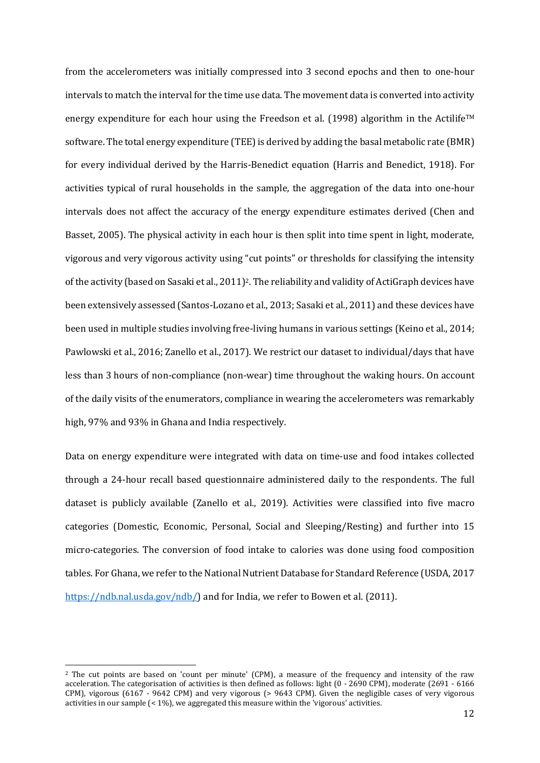from the accelerometers was initially compressed into 3 second epochs and then to one-hour intervals to match the interval for the time use data. The movement data is converted into activity energy expenditure for each hour using the Freedson et al. (1998) algorithm in the Actilife™ software. The total energy expenditure (TEE) is derived by adding the basal metabolic rate (BMR) for every individual derived by the Harris-Benedict equation (Harris and Benedict, 1918). For activities typical of rural households in the sample, the aggregation of the data into one-hour intervals does not affect the accuracy of the energy expenditure estimates derived (Chen and Basset, 2005). The physical activity in each hour is then split into time spent in light, moderate, vigorous and very vigorous activity using "cut points" or thresholds for classifying the intensity of the activity (based on Sasaki et al., 2011)[2]. The reliability and validity of ActiGraph devices have been extensively assessed (Santos-Lozano et al., 2013; Sasaki et al., 2011) and these devices have been used in multiple studies involving free-living humans in various settings (Keino et al., 2014; Pawlowski et al., 2016; Zanello et al., 2017). We restrict our dataset to individual/days that have less than 3 hours of non-compliance (non-wear) time throughout the waking hours. On account of the daily visits of the enumerators, compliance in wearing the accelerometers was remarkably high, 97% and 93% in Ghana and India respectively.

Data on energy expenditure were integrated with data on time-use and food intakes collected through a 24-hour recall based questionnaire administered daily to the respondents. The full dataset is publicly available (Zanello et al., 2019). Activities were classified into five macro categories (Domestic, Economic, Personal, Social and Sleeping/Resting) and further into 15 micro-categories. The conversion of food intake to calories was done using food composition tables. For Ghana, we refer to the National Nutrient Database for Standard Reference (USDA, 2017 https://ndb.nal.usda.gov/ndb/) and for India, we refer to Bowen et al. (2011).

[2] The cut points are based on 'count per minute' (CPM), a measure of the frequency and intensity of the raw acceleration. The categorisation of activities is then defined as follows: light (0 - 2690 CPM), moderate (2691 - 6166 CPM), vigorous (6167 - 9642 CPM) and very vigorous (> 9643 CPM). Given the negligible cases of very vigorous activities in our sample (< 1%), we aggregated this measure within the 'vigorous' activities.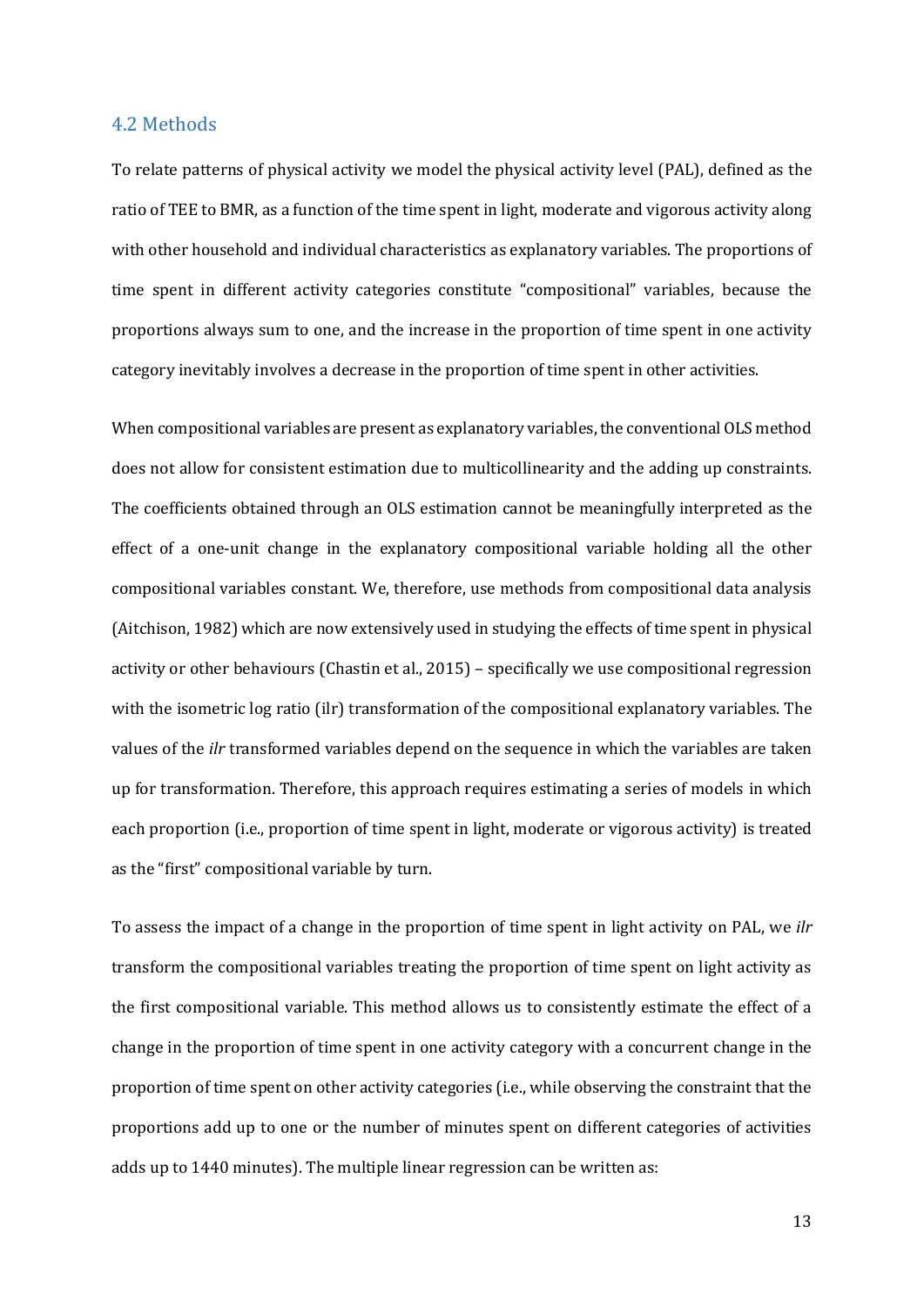## 4.2 Methods

To relate patterns of physical activity we model the physical activity level (PAL), defined as the ratio of TEE to BMR, as a function of the time spent in light, moderate and vigorous activity along with other household and individual characteristics as explanatory variables. The proportions of time spent in different activity categories constitute "compositional" variables, because the proportions always sum to one, and the increase in the proportion of time spent in one activity category inevitably involves a decrease in the proportion of time spent in other activities.

When compositional variables are present as explanatory variables, the conventional OLS method does not allow for consistent estimation due to multicollinearity and the adding up constraints. The coefficients obtained through an OLS estimation cannot be meaningfully interpreted as the effect of a one-unit change in the explanatory compositional variable holding all the other compositional variables constant. We, therefore, use methods from compositional data analysis (Aitchison, 1982) which are now extensively used in studying the effects of time spent in physical activity or other behaviours (Chastin et al., 2015) – specifically we use compositional regression with the isometric log ratio (ilr) transformation of the compositional explanatory variables. The values of the *ilr* transformed variables depend on the sequence in which the variables are taken up for transformation. Therefore, this approach requires estimating a series of models in which each proportion (i.e., proportion of time spent in light, moderate or vigorous activity) is treated as the "first" compositional variable by turn.

To assess the impact of a change in the proportion of time spent in light activity on PAL, we *ilr* transform the compositional variables treating the proportion of time spent on light activity as the first compositional variable. This method allows us to consistently estimate the effect of a change in the proportion of time spent in one activity category with a concurrent change in the proportion of time spent on other activity categories (i.e., while observing the constraint that the proportions add up to one or the number of minutes spent on different categories of activities adds up to 1440 minutes). The multiple linear regression can be written as: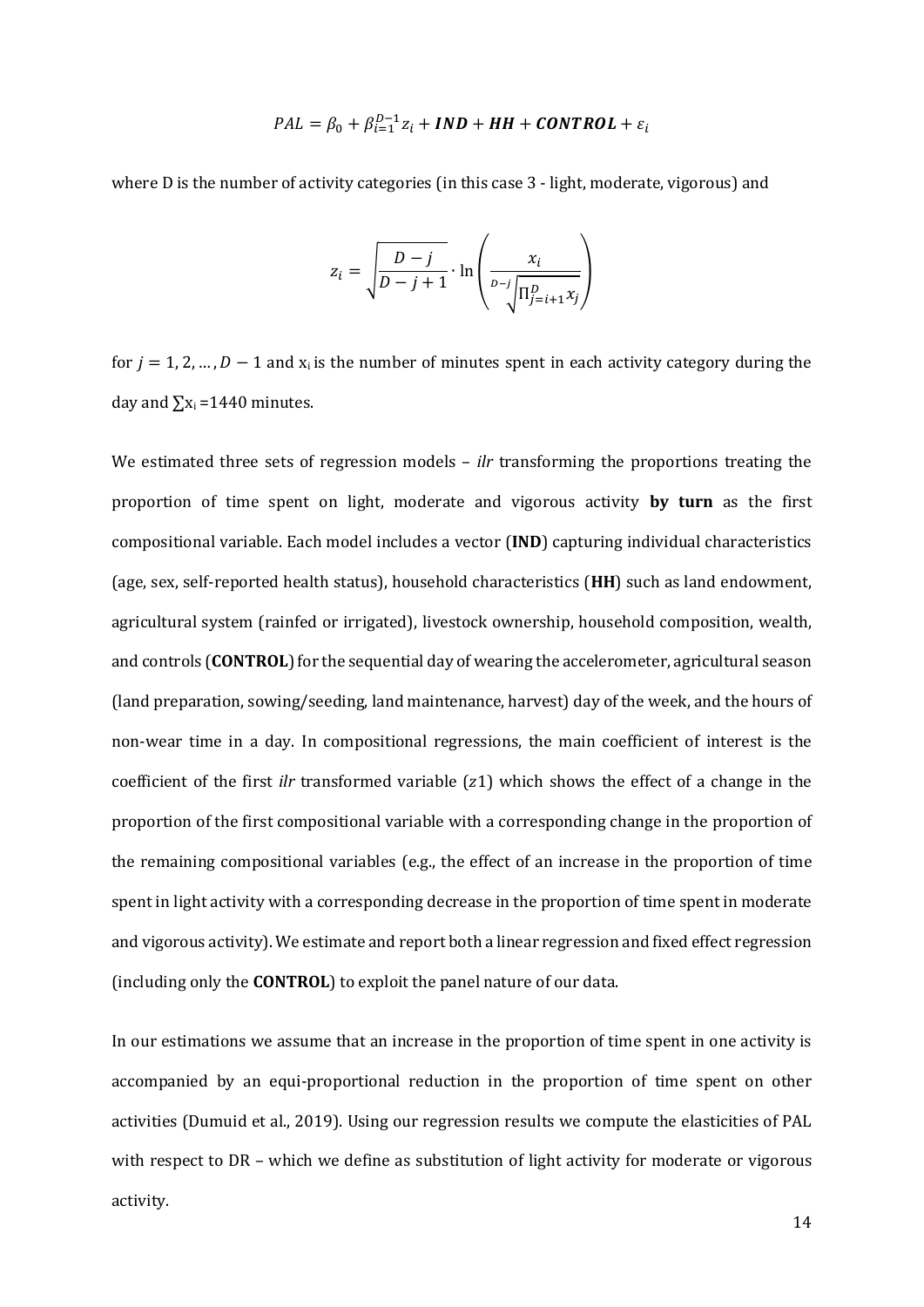$$PAL = \beta_0 + \beta_{i=1}^{D-1} z_i + \textbf{\textit{IND}} + \textbf{\textit{HH}} + \textbf{\textit{CONTROL}} + \varepsilon_i$$

where D is the number of activity categories (in this case 3 - light, moderate, vigorous) and

$$z_i = \sqrt{\frac{D-j}{D-j+1}} \cdot \ln\left(\frac{x_i}{\sqrt[D-j]{\prod_{j=i+1}^{D} x_j}}\right)$$

for $j = 1, 2, \dots, D-1$ and $x_i$ is the number of minutes spent in each activity category during the day and $\sum x_i = 1440$ minutes.

We estimated three sets of regression models – *ilr* transforming the proportions treating the proportion of time spent on light, moderate and vigorous activity **by turn** as the first compositional variable. Each model includes a vector (**IND**) capturing individual characteristics (age, sex, self-reported health status), household characteristics (**HH**) such as land endowment, agricultural system (rainfed or irrigated), livestock ownership, household composition, wealth, and controls (**CONTROL**) for the sequential day of wearing the accelerometer, agricultural season (land preparation, sowing/seeding, land maintenance, harvest) day of the week, and the hours of non-wear time in a day. In compositional regressions, the main coefficient of interest is the coefficient of the first *ilr* transformed variable ($z1$) which shows the effect of a change in the proportion of the first compositional variable with a corresponding change in the proportion of the remaining compositional variables (e.g., the effect of an increase in the proportion of time spent in light activity with a corresponding decrease in the proportion of time spent in moderate and vigorous activity). We estimate and report both a linear regression and fixed effect regression (including only the **CONTROL**) to exploit the panel nature of our data.

In our estimations we assume that an increase in the proportion of time spent in one activity is accompanied by an equi-proportional reduction in the proportion of time spent on other activities (Dumuid et al., 2019). Using our regression results we compute the elasticities of PAL with respect to DR – which we define as substitution of light activity for moderate or vigorous activity.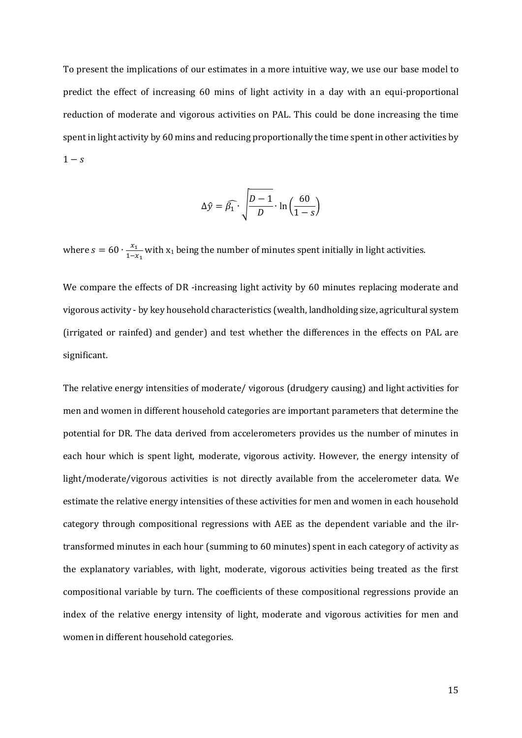To present the implications of our estimates in a more intuitive way, we use our base model to predict the effect of increasing 60 mins of light activity in a day with an equi-proportional reduction of moderate and vigorous activities on PAL. This could be done increasing the time spent in light activity by 60 mins and reducing proportionally the time spent in other activities by $1 - s$

$$\Delta\hat{y} = \widehat{\beta_1} \cdot \sqrt{\frac{D-1}{D}} \cdot \ln\left(\frac{60}{1-s}\right)$$

where $s = 60 \cdot \frac{x_1}{1-x_1}$ with $x_1$ being the number of minutes spent initially in light activities.

We compare the effects of DR -increasing light activity by 60 minutes replacing moderate and vigorous activity - by key household characteristics (wealth, landholding size, agricultural system (irrigated or rainfed) and gender) and test whether the differences in the effects on PAL are significant.

The relative energy intensities of moderate/ vigorous (drudgery causing) and light activities for men and women in different household categories are important parameters that determine the potential for DR. The data derived from accelerometers provides us the number of minutes in each hour which is spent light, moderate, vigorous activity. However, the energy intensity of light/moderate/vigorous activities is not directly available from the accelerometer data. We estimate the relative energy intensities of these activities for men and women in each household category through compositional regressions with AEE as the dependent variable and the ilr-transformed minutes in each hour (summing to 60 minutes) spent in each category of activity as the explanatory variables, with light, moderate, vigorous activities being treated as the first compositional variable by turn. The coefficients of these compositional regressions provide an index of the relative energy intensity of light, moderate and vigorous activities for men and women in different household categories.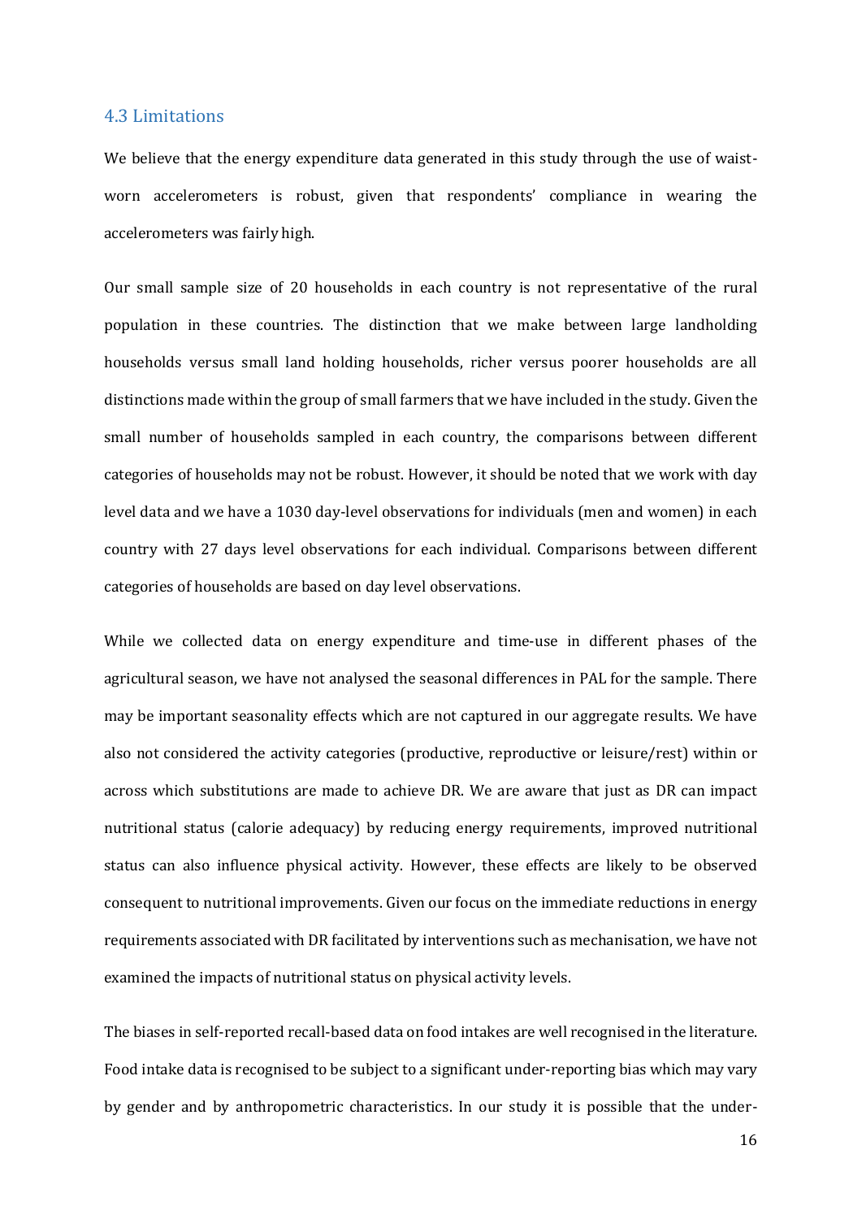### 4.3 Limitations

We believe that the energy expenditure data generated in this study through the use of waist-worn accelerometers is robust, given that respondents' compliance in wearing the accelerometers was fairly high.

Our small sample size of 20 households in each country is not representative of the rural population in these countries. The distinction that we make between large landholding households versus small land holding households, richer versus poorer households are all distinctions made within the group of small farmers that we have included in the study. Given the small number of households sampled in each country, the comparisons between different categories of households may not be robust. However, it should be noted that we work with day level data and we have a 1030 day-level observations for individuals (men and women) in each country with 27 days level observations for each individual. Comparisons between different categories of households are based on day level observations.

While we collected data on energy expenditure and time-use in different phases of the agricultural season, we have not analysed the seasonal differences in PAL for the sample. There may be important seasonality effects which are not captured in our aggregate results. We have also not considered the activity categories (productive, reproductive or leisure/rest) within or across which substitutions are made to achieve DR. We are aware that just as DR can impact nutritional status (calorie adequacy) by reducing energy requirements, improved nutritional status can also influence physical activity. However, these effects are likely to be observed consequent to nutritional improvements. Given our focus on the immediate reductions in energy requirements associated with DR facilitated by interventions such as mechanisation, we have not examined the impacts of nutritional status on physical activity levels.

The biases in self-reported recall-based data on food intakes are well recognised in the literature. Food intake data is recognised to be subject to a significant under-reporting bias which may vary by gender and by anthropometric characteristics. In our study it is possible that the under-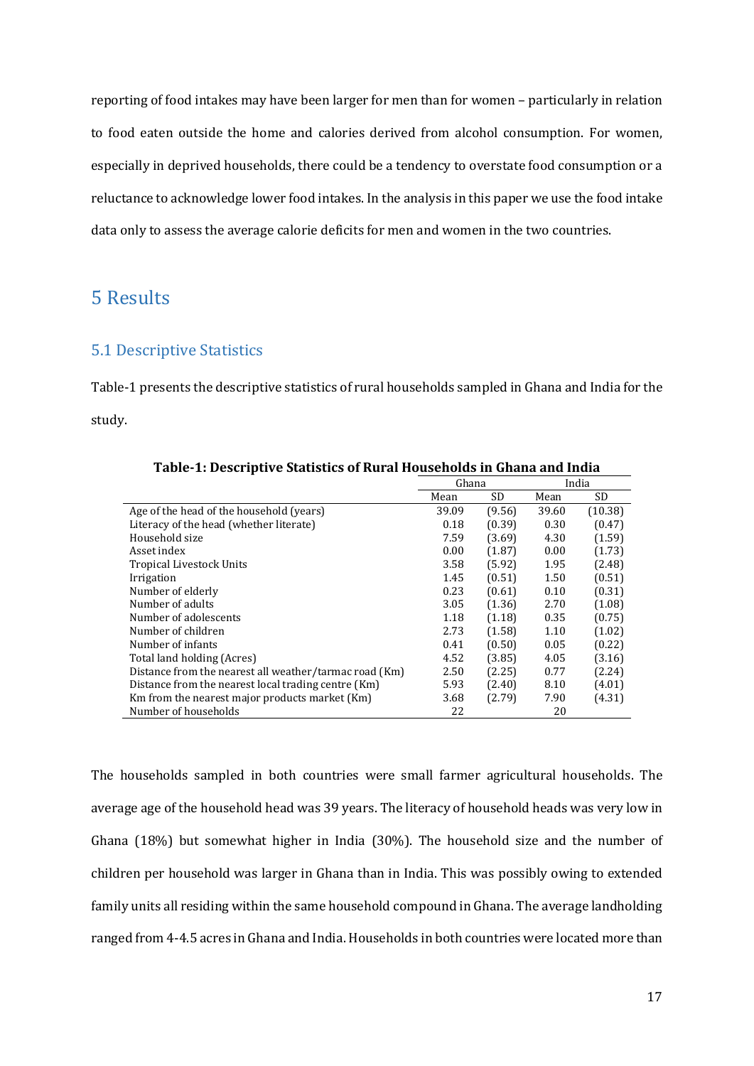reporting of food intakes may have been larger for men than for women – particularly in relation to food eaten outside the home and calories derived from alcohol consumption. For women, especially in deprived households, there could be a tendency to overstate food consumption or a reluctance to acknowledge lower food intakes. In the analysis in this paper we use the food intake data only to assess the average calorie deficits for men and women in the two countries.

# 5 Results

## 5.1 Descriptive Statistics

Table-1 presents the descriptive statistics of rural households sampled in Ghana and India for the study.

**Table-1: Descriptive Statistics of Rural Households in Ghana and India**

| | Ghana | | India | |
|---|---|---|---|---|
| | Mean | SD | Mean | SD |
| Age of the head of the household (years) | 39.09 | (9.56) | 39.60 | (10.38) |
| Literacy of the head (whether literate) | 0.18 | (0.39) | 0.30 | (0.47) |
| Household size | 7.59 | (3.69) | 4.30 | (1.59) |
| Asset index | 0.00 | (1.87) | 0.00 | (1.73) |
| Tropical Livestock Units | 3.58 | (5.92) | 1.95 | (2.48) |
| Irrigation | 1.45 | (0.51) | 1.50 | (0.51) |
| Number of elderly | 0.23 | (0.61) | 0.10 | (0.31) |
| Number of adults | 3.05 | (1.36) | 2.70 | (1.08) |
| Number of adolescents | 1.18 | (1.18) | 0.35 | (0.75) |
| Number of children | 2.73 | (1.58) | 1.10 | (1.02) |
| Number of infants | 0.41 | (0.50) | 0.05 | (0.22) |
| Total land holding (Acres) | 4.52 | (3.85) | 4.05 | (3.16) |
| Distance from the nearest all weather/tarmac road (Km) | 2.50 | (2.25) | 0.77 | (2.24) |
| Distance from the nearest local trading centre (Km) | 5.93 | (2.40) | 8.10 | (4.01) |
| Km from the nearest major products market (Km) | 3.68 | (2.79) | 7.90 | (4.31) |
| Number of households | 22 | | 20 | |

The households sampled in both countries were small farmer agricultural households. The average age of the household head was 39 years. The literacy of household heads was very low in Ghana (18%) but somewhat higher in India (30%). The household size and the number of children per household was larger in Ghana than in India. This was possibly owing to extended family units all residing within the same household compound in Ghana. The average landholding ranged from 4-4.5 acres in Ghana and India. Households in both countries were located more than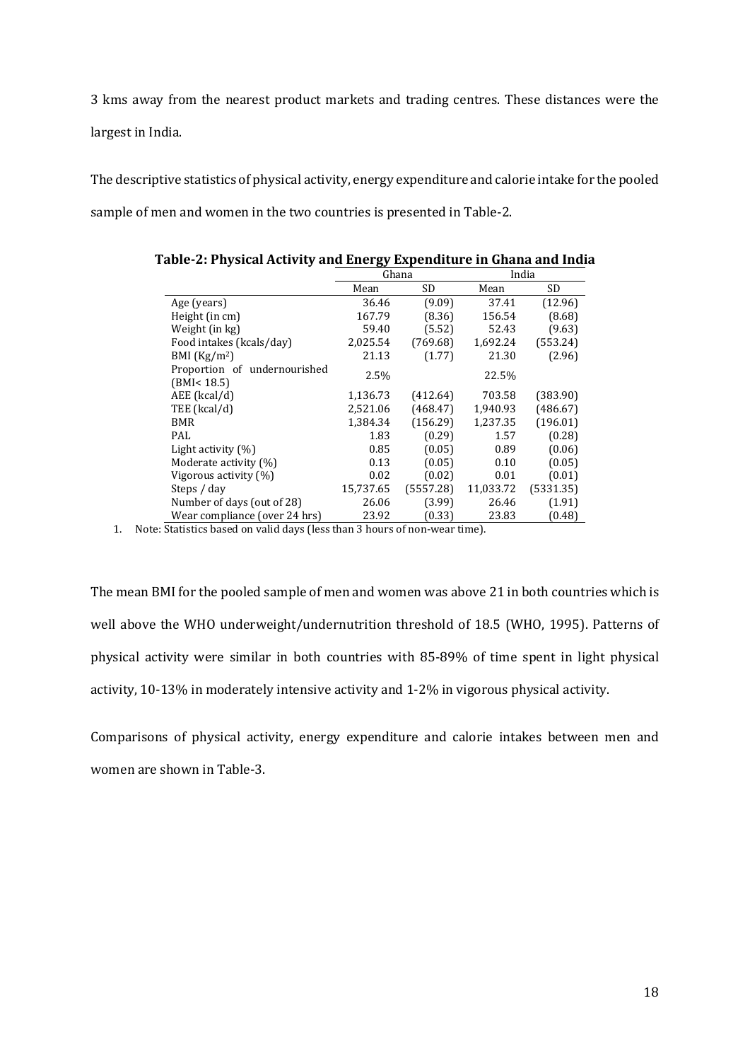3 kms away from the nearest product markets and trading centres. These distances were the largest in India.

The descriptive statistics of physical activity, energy expenditure and calorie intake for the pooled sample of men and women in the two countries is presented in Table-2.

**Table-2: Physical Activity and Energy Expenditure in Ghana and India**

| | Ghana | | India | |
|---|---|---|---|---|
| | Mean | SD | Mean | SD |
| Age (years) | 36.46 | (9.09) | 37.41 | (12.96) |
| Height (in cm) | 167.79 | (8.36) | 156.54 | (8.68) |
| Weight (in kg) | 59.40 | (5.52) | 52.43 | (9.63) |
| Food intakes (kcals/day) | 2,025.54 | (769.68) | 1,692.24 | (553.24) |
| BMI ($Kg/m^2$) | 21.13 | (1.77) | 21.30 | (2.96) |
| Proportion of undernourished (BMI< 18.5) | 2.5% | | 22.5% | |
| AEE (kcal/d) | 1,136.73 | (412.64) | 703.58 | (383.90) |
| TEE (kcal/d) | 2,521.06 | (468.47) | 1,940.93 | (486.67) |
| BMR | 1,384.34 | (156.29) | 1,237.35 | (196.01) |
| PAL | 1.83 | (0.29) | 1.57 | (0.28) |
| Light activity (%) | 0.85 | (0.05) | 0.89 | (0.06) |
| Moderate activity (%) | 0.13 | (0.05) | 0.10 | (0.05) |
| Vigorous activity (%) | 0.02 | (0.02) | 0.01 | (0.01) |
| Steps / day | 15,737.65 | (5557.28) | 11,033.72 | (5331.35) |
| Number of days (out of 28) | 26.06 | (3.99) | 26.46 | (1.91) |
| Wear compliance (over 24 hrs) | 23.92 | (0.33) | 23.83 | (0.48) |

1. Note: Statistics based on valid days (less than 3 hours of non-wear time).

The mean BMI for the pooled sample of men and women was above 21 in both countries which is well above the WHO underweight/undernutrition threshold of 18.5 (WHO, 1995). Patterns of physical activity were similar in both countries with 85-89% of time spent in light physical activity, 10-13% in moderately intensive activity and 1-2% in vigorous physical activity.

Comparisons of physical activity, energy expenditure and calorie intakes between men and women are shown in Table-3.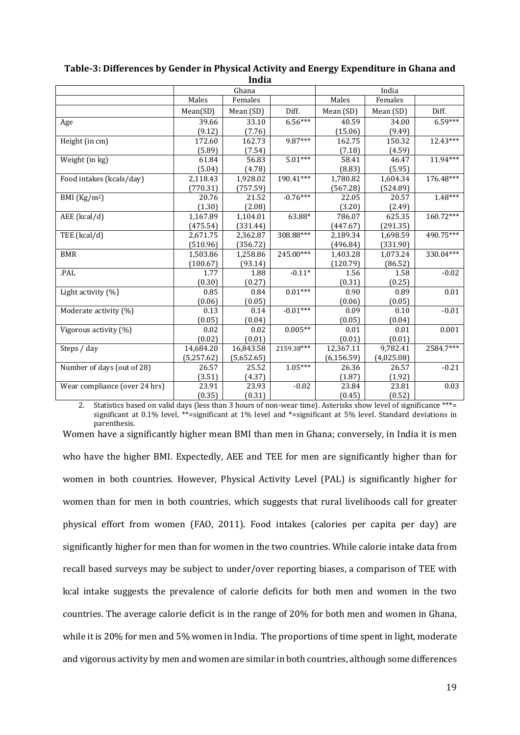**Table-3: Differences by Gender in Physical Activity and Energy Expenditure in Ghana and India**

| | Ghana | | | India | | |
|---|---|---|---|---|---|---|
| | Males | Females | | Males | Females | |
| | Mean(SD) | Mean (SD) | Diff. | Mean (SD) | Mean (SD) | Diff. |
| Age | 39.66<br>(9.12) | 33.10<br>(7.76) | 6.56*** | 40.59<br>(15.06) | 34.00<br>(9.49) | 6.59*** |
| Height (in cm) | 172.60<br>(5.89) | 162.73<br>(7.54) | 9.87*** | 162.75<br>(7.18) | 150.32<br>(4.59) | 12.43*** |
| Weight (in kg) | 61.84<br>(5.04) | 56.83<br>(4.78) | 5.01*** | 58.41<br>(8.83) | 46.47<br>(5.95) | 11.94*** |
| Food intakes (kcals/day) | 2,118.43<br>(770.31) | 1,928.02<br>(757.59) | 190.41*** | 1,780.82<br>(567.28) | 1,604.34<br>(524.89) | 176.48*** |
| BMI (Kg/m$^2$) | 20.76<br>(1.30) | 21.52<br>(2.08) | -0.76*** | 22.05<br>(3.20) | 20.57<br>(2.49) | 1.48*** |
| AEE (kcal/d) | 1,167.89<br>(475.54) | 1,104.01<br>(331.44) | 63.88* | 786.07<br>(447.67) | 625.35<br>(291.35) | 160.72*** |
| TEE (kcal/d) | 2,671.75<br>(510.96) | 2,362.87<br>(356.72) | 308.88*** | 2,189.34<br>(496.84) | 1,698.59<br>(331.90) | 490.75*** |
| BMR | 1,503.86<br>(100.67) | 1,258.86<br>(93.14) | 245.00*** | 1,403.28<br>(120.79) | 1,073.24<br>(86.52) | 330.04*** |
| .PAL | 1.77<br>(0.30) | 1.88<br>(0.27) | -0.11* | 1.56<br>(0.31) | 1.58<br>(0.25) | -0.02 |
| Light activity (%) | 0.85<br>(0.06) | 0.84<br>(0.05) | 0.01*** | 0.90<br>(0.06) | 0.89<br>(0.05) | 0.01 |
| Moderate activity (%) | 0.13<br>(0.05) | 0.14<br>(0.04) | -0.01*** | 0.09<br>(0.05) | 0.10<br>(0.04) | -0.01 |
| Vigorous activity (%) | 0.02<br>(0.02) | 0.02<br>(0.01) | 0.005** | 0.01<br>(0.01) | 0.01<br>(0.01) | 0.001 |
| Steps / day | 14,684.20<br>(5,257.62) | 16,843.58<br>(5,652.65) | 2159.38*** | 12,367.11<br>(6,156.59) | 9,782.41<br>(4,025.08) | 2584.7*** |
| Number of days (out of 28) | 26.57<br>(3.51) | 25.52<br>(4.37) | 1.05*** | 26.36<br>(1.87) | 26.57<br>(1.92) | -0.21 |
| Wear compliance (over 24 hrs) | 23.91<br>(0.35) | 23.93<br>(0.31) | -0.02 | 23.84<br>(0.45) | 23.81<br>(0.52) | 0.03 |

2. Statistics based on valid days (less than 3 hours of non-wear time). Asterisks show level of significance ***= significant at 0.1% level, **=significant at 1% level and *=significant at 5% level. Standard deviations in parenthesis.

Women have a significantly higher mean BMI than men in Ghana; conversely, in India it is men who have the higher BMI. Expectedly, AEE and TEE for men are significantly higher than for women in both countries. However, Physical Activity Level (PAL) is significantly higher for women than for men in both countries, which suggests that rural livelihoods call for greater physical effort from women (FAO, 2011). Food intakes (calories per capita per day) are significantly higher for men than for women in the two countries. While calorie intake data from recall based surveys may be subject to under/over reporting biases, a comparison of TEE with kcal intake suggests the prevalence of calorie deficits for both men and women in the two countries. The average calorie deficit is in the range of 20% for both men and women in Ghana, while it is 20% for men and 5% women in India. The proportions of time spent in light, moderate and vigorous activity by men and women are similar in both countries, although some differences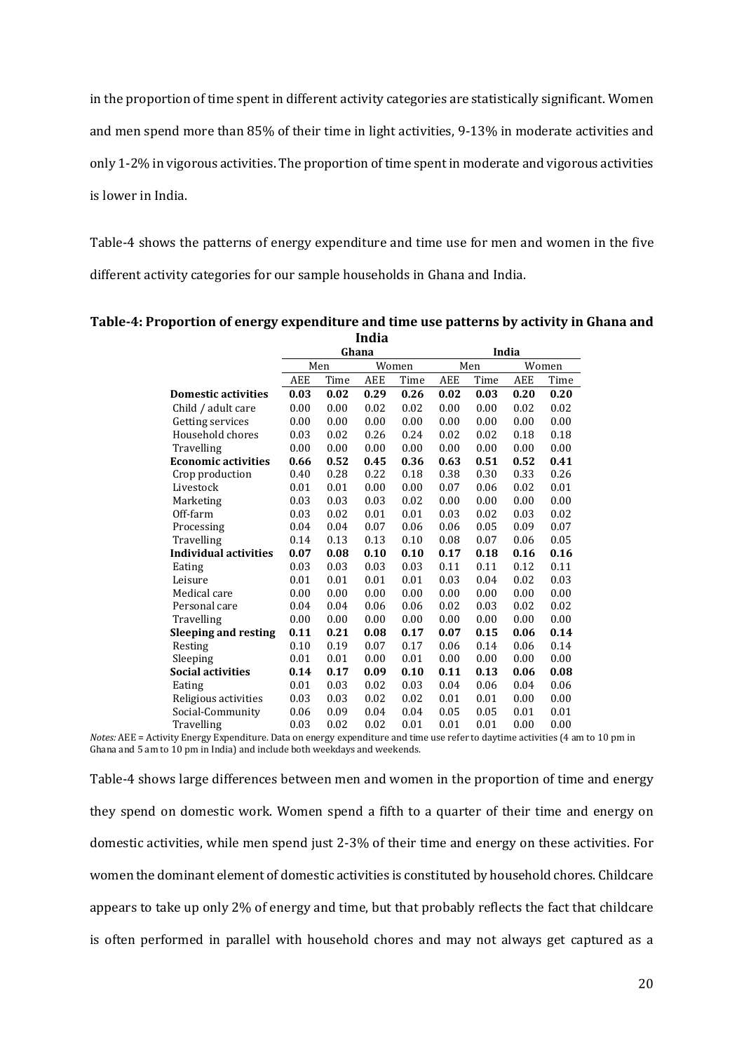in the proportion of time spent in different activity categories are statistically significant. Women and men spend more than 85% of their time in light activities, 9-13% in moderate activities and only 1-2% in vigorous activities. The proportion of time spent in moderate and vigorous activities is lower in India.

Table-4 shows the patterns of energy expenditure and time use for men and women in the five different activity categories for our sample households in Ghana and India.

**Table-4: Proportion of energy expenditure and time use patterns by activity in Ghana and India**

| | Ghana | | | | India | | | |
|---|---|---|---|---|---|---|---|---|
| | Men | | Women | | Men | | Women | |
| | AEE | Time | AEE | Time | AEE | Time | AEE | Time |
| **Domestic activities** | **0.03** | **0.02** | **0.29** | **0.26** | **0.02** | **0.03** | **0.20** | **0.20** |
| Child / adult care | 0.00 | 0.00 | 0.02 | 0.02 | 0.00 | 0.00 | 0.02 | 0.02 |
| Getting services | 0.00 | 0.00 | 0.00 | 0.00 | 0.00 | 0.00 | 0.00 | 0.00 |
| Household chores | 0.03 | 0.02 | 0.26 | 0.24 | 0.02 | 0.02 | 0.18 | 0.18 |
| Travelling | 0.00 | 0.00 | 0.00 | 0.00 | 0.00 | 0.00 | 0.00 | 0.00 |
| **Economic activities** | **0.66** | **0.52** | **0.45** | **0.36** | **0.63** | **0.51** | **0.52** | **0.41** |
| Crop production | 0.40 | 0.28 | 0.22 | 0.18 | 0.38 | 0.30 | 0.33 | 0.26 |
| Livestock | 0.01 | 0.01 | 0.00 | 0.00 | 0.07 | 0.06 | 0.02 | 0.01 |
| Marketing | 0.03 | 0.03 | 0.03 | 0.02 | 0.00 | 0.00 | 0.00 | 0.00 |
| Off-farm | 0.03 | 0.02 | 0.01 | 0.01 | 0.03 | 0.02 | 0.03 | 0.02 |
| Processing | 0.04 | 0.04 | 0.07 | 0.06 | 0.06 | 0.05 | 0.09 | 0.07 |
| Travelling | 0.14 | 0.13 | 0.13 | 0.10 | 0.08 | 0.07 | 0.06 | 0.05 |
| **Individual activities** | **0.07** | **0.08** | **0.10** | **0.10** | **0.17** | **0.18** | **0.16** | **0.16** |
| Eating | 0.03 | 0.03 | 0.03 | 0.03 | 0.11 | 0.11 | 0.12 | 0.11 |
| Leisure | 0.01 | 0.01 | 0.01 | 0.01 | 0.03 | 0.04 | 0.02 | 0.03 |
| Medical care | 0.00 | 0.00 | 0.00 | 0.00 | 0.00 | 0.00 | 0.00 | 0.00 |
| Personal care | 0.04 | 0.04 | 0.06 | 0.06 | 0.02 | 0.03 | 0.02 | 0.02 |
| Travelling | 0.00 | 0.00 | 0.00 | 0.00 | 0.00 | 0.00 | 0.00 | 0.00 |
| **Sleeping and resting** | **0.11** | **0.21** | **0.08** | **0.17** | **0.07** | **0.15** | **0.06** | **0.14** |
| Resting | 0.10 | 0.19 | 0.07 | 0.17 | 0.06 | 0.14 | 0.06 | 0.14 |
| Sleeping | 0.01 | 0.01 | 0.00 | 0.01 | 0.00 | 0.00 | 0.00 | 0.00 |
| **Social activities** | **0.14** | **0.17** | **0.09** | **0.10** | **0.11** | **0.13** | **0.06** | **0.08** |
| Eating | 0.01 | 0.03 | 0.02 | 0.03 | 0.04 | 0.06 | 0.04 | 0.06 |
| Religious activities | 0.03 | 0.03 | 0.02 | 0.02 | 0.01 | 0.01 | 0.00 | 0.00 |
| Social-Community | 0.06 | 0.09 | 0.04 | 0.04 | 0.05 | 0.05 | 0.01 | 0.01 |
| Travelling | 0.03 | 0.02 | 0.02 | 0.01 | 0.01 | 0.01 | 0.00 | 0.00 |

*Notes:* AEE = Activity Energy Expenditure. Data on energy expenditure and time use refer to daytime activities (4 am to 10 pm in Ghana and 5 am to 10 pm in India) and include both weekdays and weekends.

Table-4 shows large differences between men and women in the proportion of time and energy they spend on domestic work. Women spend a fifth to a quarter of their time and energy on domestic activities, while men spend just 2-3% of their time and energy on these activities. For women the dominant element of domestic activities is constituted by household chores. Childcare appears to take up only 2% of energy and time, but that probably reflects the fact that childcare is often performed in parallel with household chores and may not always get captured as a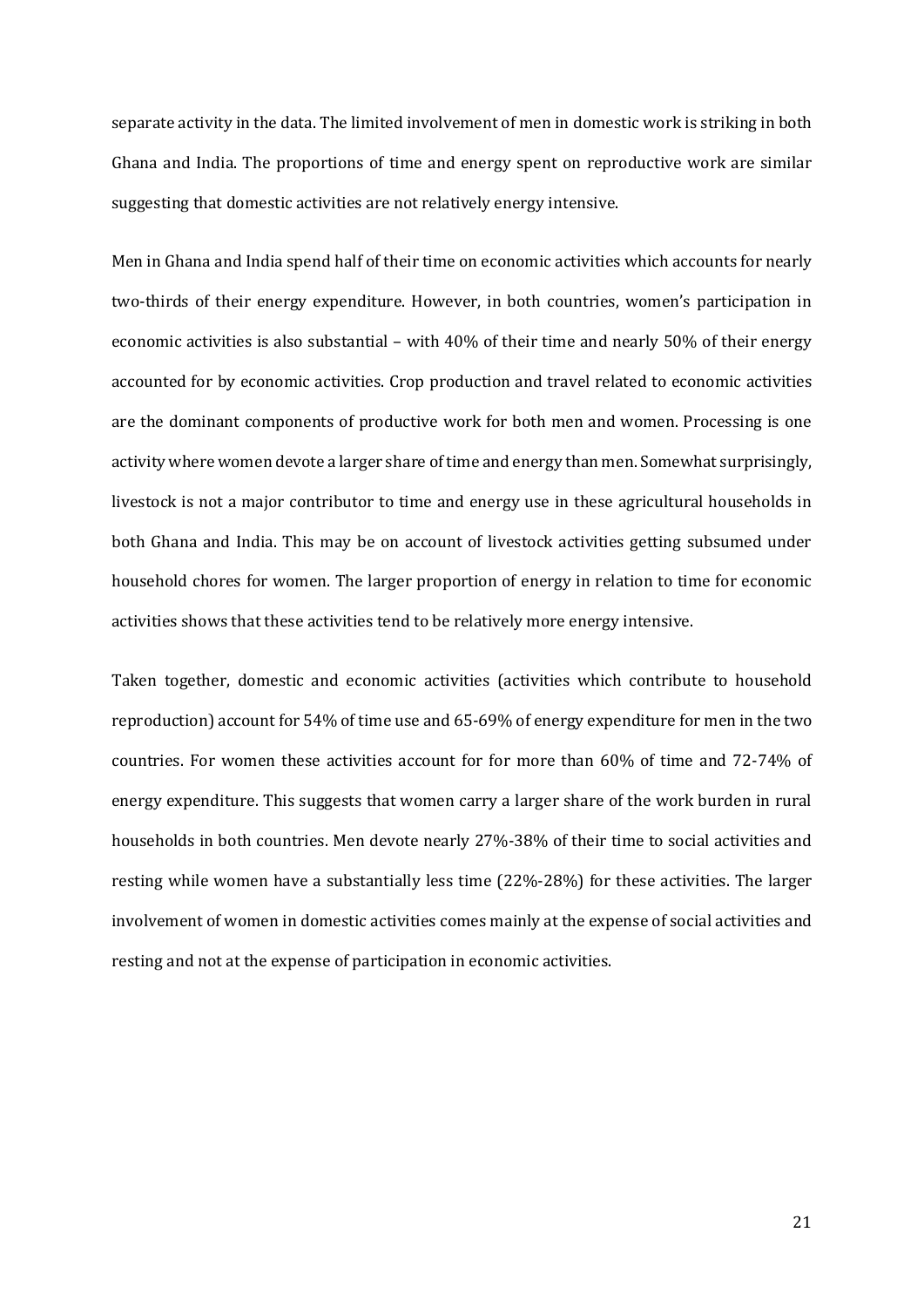separate activity in the data. The limited involvement of men in domestic work is striking in both Ghana and India. The proportions of time and energy spent on reproductive work are similar suggesting that domestic activities are not relatively energy intensive.

Men in Ghana and India spend half of their time on economic activities which accounts for nearly two-thirds of their energy expenditure. However, in both countries, women's participation in economic activities is also substantial – with 40% of their time and nearly 50% of their energy accounted for by economic activities. Crop production and travel related to economic activities are the dominant components of productive work for both men and women. Processing is one activity where women devote a larger share of time and energy than men. Somewhat surprisingly, livestock is not a major contributor to time and energy use in these agricultural households in both Ghana and India. This may be on account of livestock activities getting subsumed under household chores for women. The larger proportion of energy in relation to time for economic activities shows that these activities tend to be relatively more energy intensive.

Taken together, domestic and economic activities (activities which contribute to household reproduction) account for 54% of time use and 65-69% of energy expenditure for men in the two countries. For women these activities account for for more than 60% of time and 72-74% of energy expenditure. This suggests that women carry a larger share of the work burden in rural households in both countries. Men devote nearly 27%-38% of their time to social activities and resting while women have a substantially less time (22%-28%) for these activities. The larger involvement of women in domestic activities comes mainly at the expense of social activities and resting and not at the expense of participation in economic activities.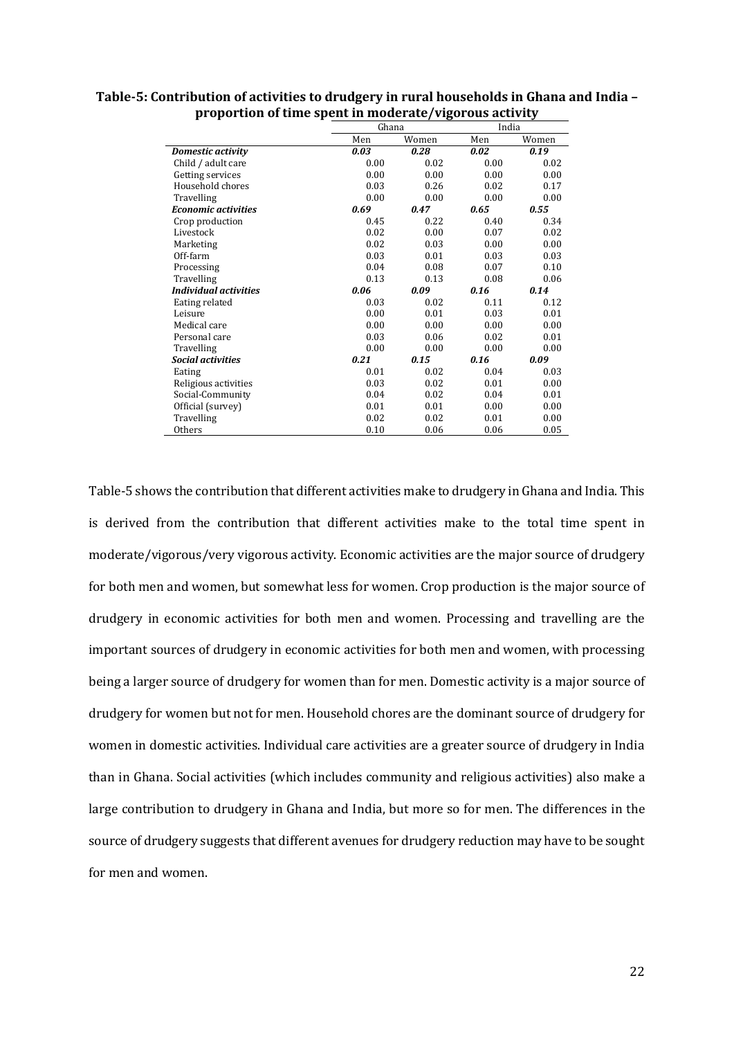**Table-5: Contribution of activities to drudgery in rural households in Ghana and India – proportion of time spent in moderate/vigorous activity**

| | Ghana | | India | |
|---|---|---|---|---|
| | Men | Women | Men | Women |
| ***Domestic activity*** | ***0.03*** | ***0.28*** | ***0.02*** | ***0.19*** |
| Child / adult care | 0.00 | 0.02 | 0.00 | 0.02 |
| Getting services | 0.00 | 0.00 | 0.00 | 0.00 |
| Household chores | 0.03 | 0.26 | 0.02 | 0.17 |
| Travelling | 0.00 | 0.00 | 0.00 | 0.00 |
| ***Economic activities*** | ***0.69*** | ***0.47*** | ***0.65*** | ***0.55*** |
| Crop production | 0.45 | 0.22 | 0.40 | 0.34 |
| Livestock | 0.02 | 0.00 | 0.07 | 0.02 |
| Marketing | 0.02 | 0.03 | 0.00 | 0.00 |
| Off-farm | 0.03 | 0.01 | 0.03 | 0.03 |
| Processing | 0.04 | 0.08 | 0.07 | 0.10 |
| Travelling | 0.13 | 0.13 | 0.08 | 0.06 |
| ***Individual activities*** | ***0.06*** | ***0.09*** | ***0.16*** | ***0.14*** |
| Eating related | 0.03 | 0.02 | 0.11 | 0.12 |
| Leisure | 0.00 | 0.01 | 0.03 | 0.01 |
| Medical care | 0.00 | 0.00 | 0.00 | 0.00 |
| Personal care | 0.03 | 0.06 | 0.02 | 0.01 |
| Travelling | 0.00 | 0.00 | 0.00 | 0.00 |
| ***Social activities*** | ***0.21*** | ***0.15*** | ***0.16*** | ***0.09*** |
| Eating | 0.01 | 0.02 | 0.04 | 0.03 |
| Religious activities | 0.03 | 0.02 | 0.01 | 0.00 |
| Social-Community | 0.04 | 0.02 | 0.04 | 0.01 |
| Official (survey) | 0.01 | 0.01 | 0.00 | 0.00 |
| Travelling | 0.02 | 0.02 | 0.01 | 0.00 |
| Others | 0.10 | 0.06 | 0.06 | 0.05 |

Table-5 shows the contribution that different activities make to drudgery in Ghana and India. This is derived from the contribution that different activities make to the total time spent in moderate/vigorous/very vigorous activity. Economic activities are the major source of drudgery for both men and women, but somewhat less for women. Crop production is the major source of drudgery in economic activities for both men and women. Processing and travelling are the important sources of drudgery in economic activities for both men and women, with processing being a larger source of drudgery for women than for men. Domestic activity is a major source of drudgery for women but not for men. Household chores are the dominant source of drudgery for women in domestic activities. Individual care activities are a greater source of drudgery in India than in Ghana. Social activities (which includes community and religious activities) also make a large contribution to drudgery in Ghana and India, but more so for men. The differences in the source of drudgery suggests that different avenues for drudgery reduction may have to be sought for men and women.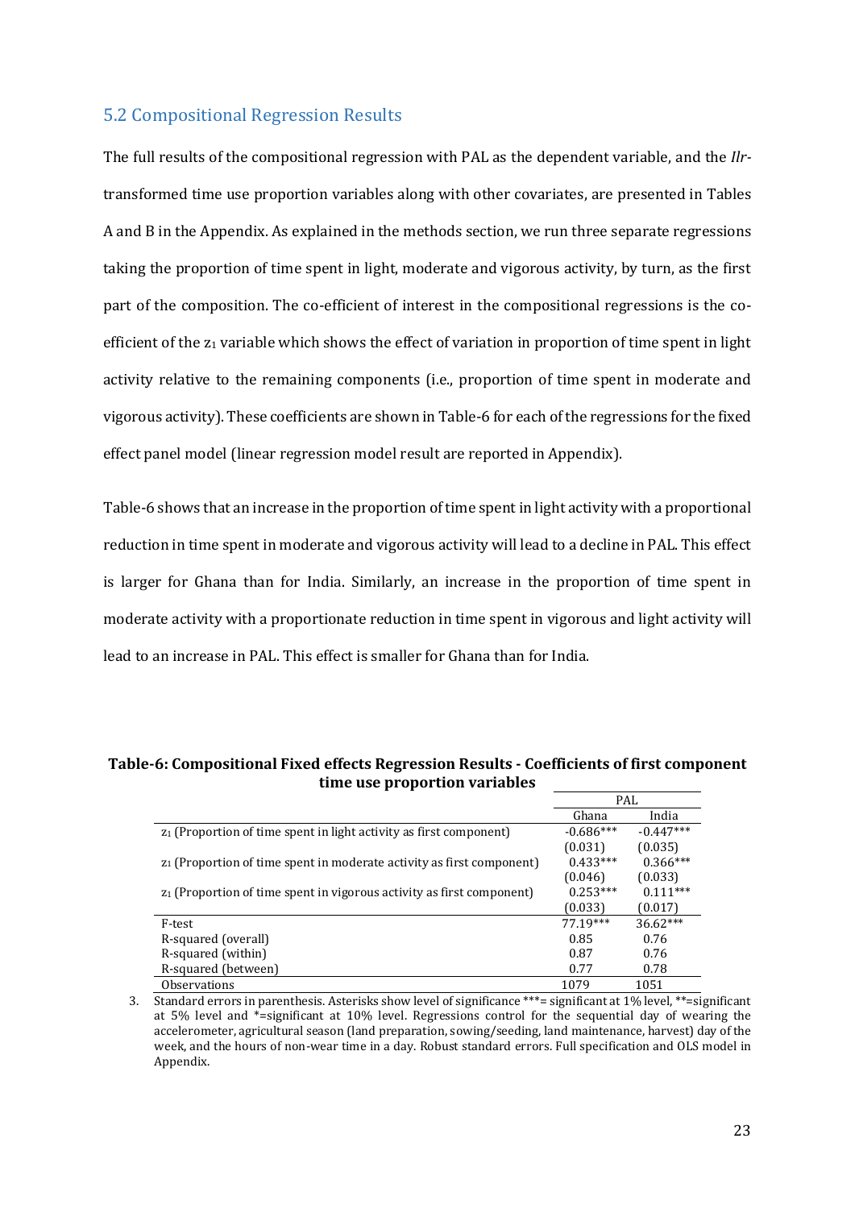## 5.2 Compositional Regression Results

The full results of the compositional regression with PAL as the dependent variable, and the *Ilr*-transformed time use proportion variables along with other covariates, are presented in Tables A and B in the Appendix. As explained in the methods section, we run three separate regressions taking the proportion of time spent in light, moderate and vigorous activity, by turn, as the first part of the composition. The co-efficient of interest in the compositional regressions is the co-efficient of the $z_1$ variable which shows the effect of variation in proportion of time spent in light activity relative to the remaining components (i.e., proportion of time spent in moderate and vigorous activity). These coefficients are shown in Table-6 for each of the regressions for the fixed effect panel model (linear regression model result are reported in Appendix).

Table-6 shows that an increase in the proportion of time spent in light activity with a proportional reduction in time spent in moderate and vigorous activity will lead to a decline in PAL. This effect is larger for Ghana than for India. Similarly, an increase in the proportion of time spent in moderate activity with a proportionate reduction in time spent in vigorous and light activity will lead to an increase in PAL. This effect is smaller for Ghana than for India.

**Table-6: Compositional Fixed effects Regression Results - Coefficients of first component time use proportion variables**

| | PAL | |
|---|---|---|
| | Ghana | India |
| $z_1$ (Proportion of time spent in light activity as first component) | -0.686*** | -0.447*** |
| | (0.031) | (0.035) |
| $z_1$ (Proportion of time spent in moderate activity as first component) | 0.433*** | 0.366*** |
| | (0.046) | (0.033) |
| $z_1$ (Proportion of time spent in vigorous activity as first component) | 0.253*** | 0.111*** |
| | (0.033) | (0.017) |
| F-test | 77.19*** | 36.62*** |
| R-squared (overall) | 0.85 | 0.76 |
| R-squared (within) | 0.87 | 0.76 |
| R-squared (between) | 0.77 | 0.78 |
| Observations | 1079 | 1051 |

3. Standard errors in parenthesis. Asterisks show level of significance ***= significant at 1% level, **=significant at 5% level and *=significant at 10% level. Regressions control for the sequential day of wearing the accelerometer, agricultural season (land preparation, sowing/seeding, land maintenance, harvest) day of the week, and the hours of non-wear time in a day. Robust standard errors. Full specification and OLS model in Appendix.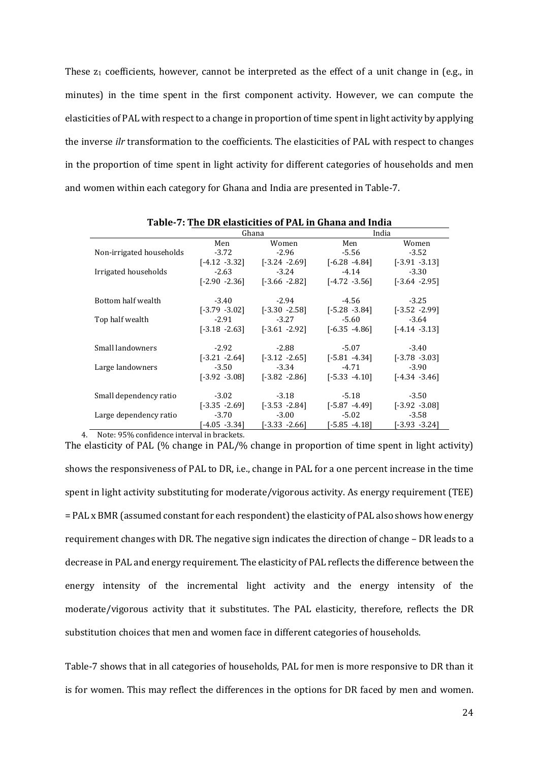These $z_1$ coefficients, however, cannot be interpreted as the effect of a unit change in (e.g., in minutes) in the time spent in the first component activity. However, we can compute the elasticities of PAL with respect to a change in proportion of time spent in light activity by applying the inverse *ilr* transformation to the coefficients. The elasticities of PAL with respect to changes in the proportion of time spent in light activity for different categories of households and men and women within each category for Ghana and India are presented in Table-7.

**Table-7: The DR elasticities of PAL in Ghana and India**

| | Ghana | | India | |
|---|---|---|---|---|
| | Men | Women | Men | Women |
| Non-irrigated households | -3.72 | -2.96 | -5.56 | -3.52 |
| | [-4.12 -3.32] | [-3.24 -2.69] | [-6.28 -4.84] | [-3.91 -3.13] |
| Irrigated households | -2.63 | -3.24 | -4.14 | -3.30 |
| | [-2.90 -2.36] | [-3.66 -2.82] | [-4.72 -3.56] | [-3.64 -2.95] |
| Bottom half wealth | -3.40 | -2.94 | -4.56 | -3.25 |
| | [-3.79 -3.02] | [-3.30 -2.58] | [-5.28 -3.84] | [-3.52 -2.99] |
| Top half wealth | -2.91 | -3.27 | -5.60 | -3.64 |
| | [-3.18 -2.63] | [-3.61 -2.92] | [-6.35 -4.86] | [-4.14 -3.13] |
| Small landowners | -2.92 | -2.88 | -5.07 | -3.40 |
| | [-3.21 -2.64] | [-3.12 -2.65] | [-5.81 -4.34] | [-3.78 -3.03] |
| Large landowners | -3.50 | -3.34 | -4.71 | -3.90 |
| | [-3.92 -3.08] | [-3.82 -2.86] | [-5.33 -4.10] | [-4.34 -3.46] |
| Small dependency ratio | -3.02 | -3.18 | -5.18 | -3.50 |
| | [-3.35 -2.69] | [-3.53 -2.84] | [-5.87 -4.49] | [-3.92 -3.08] |
| Large dependency ratio | -3.70 | -3.00 | -5.02 | -3.58 |
| | [-4.05 -3.34] | [-3.33 -2.66] | [-5.85 -4.18] | [-3.93 -3.24] |

4. Note: 95% confidence interval in brackets.

The elasticity of PAL (% change in PAL/% change in proportion of time spent in light activity) shows the responsiveness of PAL to DR, i.e., change in PAL for a one percent increase in the time spent in light activity substituting for moderate/vigorous activity. As energy requirement (TEE) = PAL x BMR (assumed constant for each respondent) the elasticity of PAL also shows how energy requirement changes with DR. The negative sign indicates the direction of change – DR leads to a decrease in PAL and energy requirement. The elasticity of PAL reflects the difference between the energy intensity of the incremental light activity and the energy intensity of the moderate/vigorous activity that it substitutes. The PAL elasticity, therefore, reflects the DR substitution choices that men and women face in different categories of households.

Table-7 shows that in all categories of households, PAL for men is more responsive to DR than it is for women. This may reflect the differences in the options for DR faced by men and women.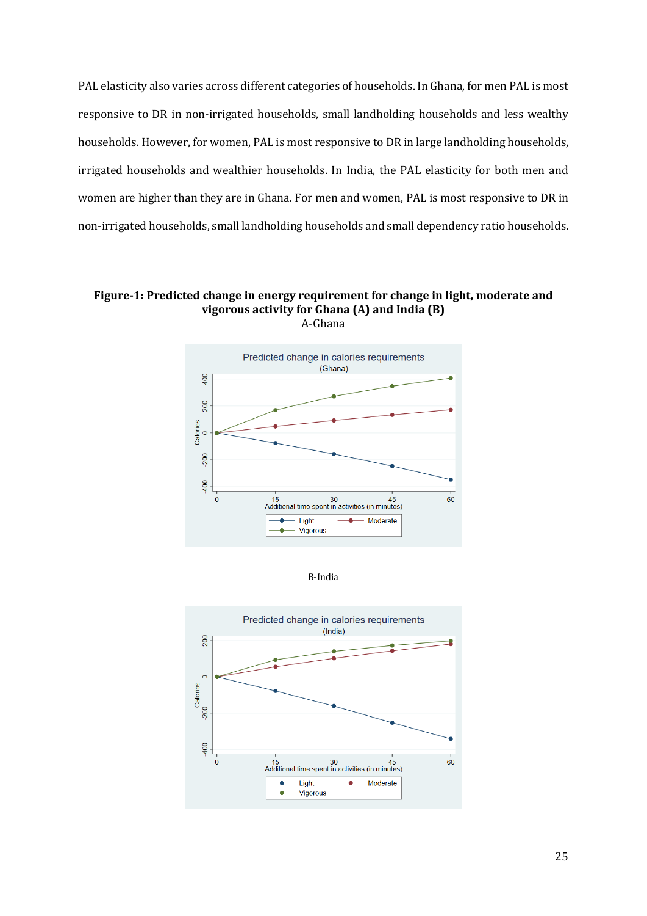PAL elasticity also varies across different categories of households. In Ghana, for men PAL is most responsive to DR in non-irrigated households, small landholding households and less wealthy households. However, for women, PAL is most responsive to DR in large landholding households, irrigated households and wealthier households. In India, the PAL elasticity for both men and women are higher than they are in Ghana. For men and women, PAL is most responsive to DR in non-irrigated households, small landholding households and small dependency ratio households.

**Figure-1: Predicted change in energy requirement for change in light, moderate and vigorous activity for Ghana (A) and India (B)**

A-Ghana

B-India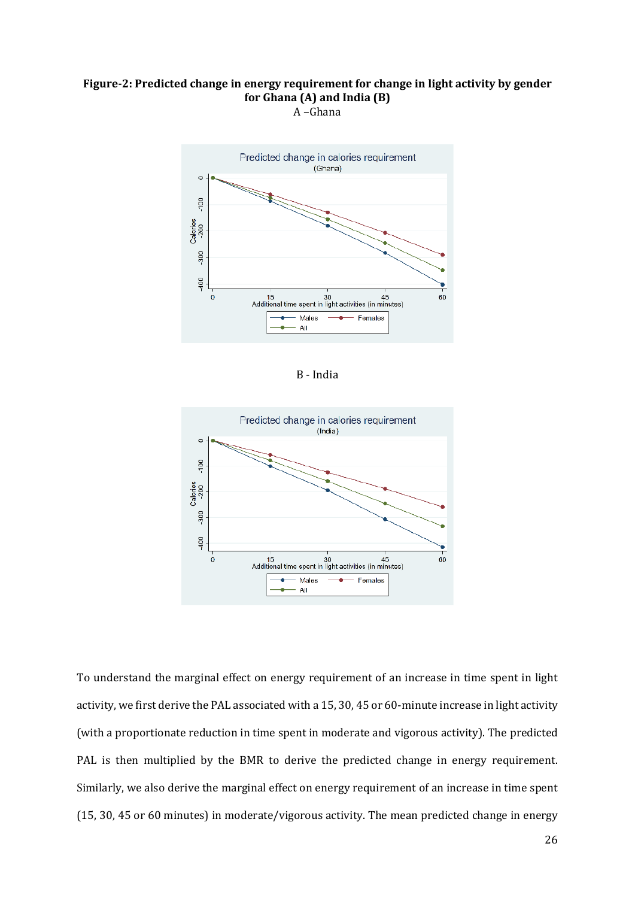**Figure-2: Predicted change in energy requirement for change in light activity by gender for Ghana (A) and India (B)**

A –Ghana

B - India

To understand the marginal effect on energy requirement of an increase in time spent in light activity, we first derive the PAL associated with a 15, 30, 45 or 60-minute increase in light activity (with a proportionate reduction in time spent in moderate and vigorous activity). The predicted PAL is then multiplied by the BMR to derive the predicted change in energy requirement. Similarly, we also derive the marginal effect on energy requirement of an increase in time spent (15, 30, 45 or 60 minutes) in moderate/vigorous activity. The mean predicted change in energy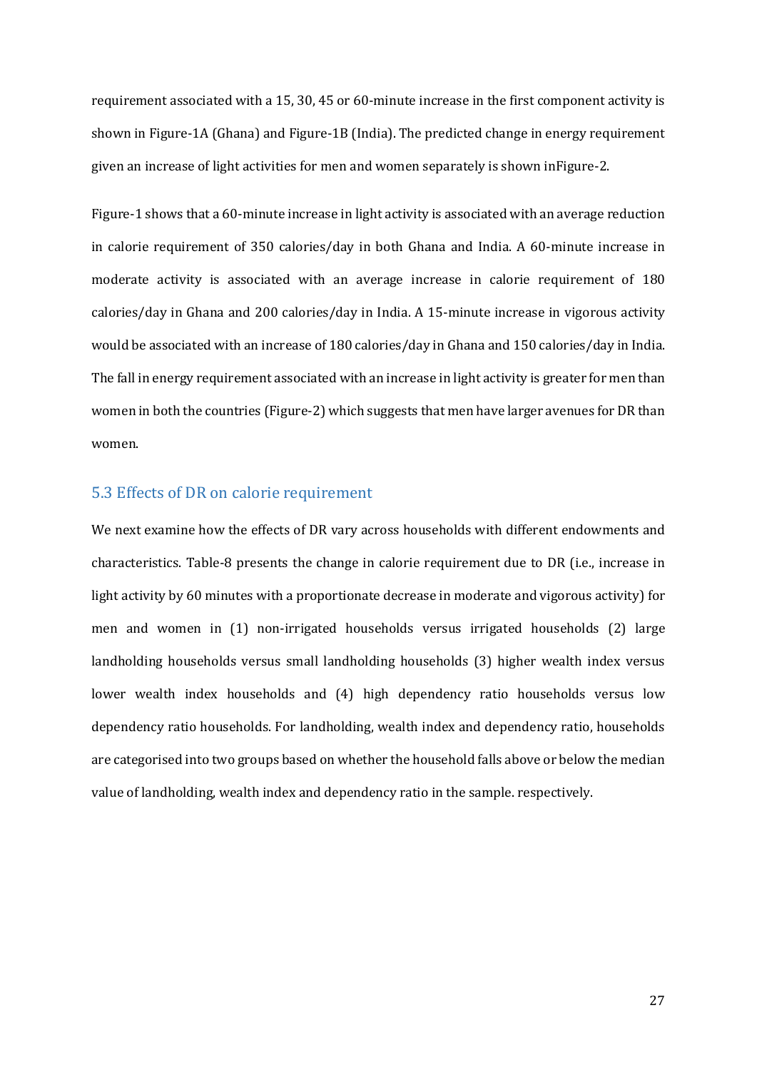requirement associated with a 15, 30, 45 or 60-minute increase in the first component activity is shown in Figure-1A (Ghana) and Figure-1B (India). The predicted change in energy requirement given an increase of light activities for men and women separately is shown inFigure-2.

Figure-1 shows that a 60-minute increase in light activity is associated with an average reduction in calorie requirement of 350 calories/day in both Ghana and India. A 60-minute increase in moderate activity is associated with an average increase in calorie requirement of 180 calories/day in Ghana and 200 calories/day in India. A 15-minute increase in vigorous activity would be associated with an increase of 180 calories/day in Ghana and 150 calories/day in India. The fall in energy requirement associated with an increase in light activity is greater for men than women in both the countries (Figure-2) which suggests that men have larger avenues for DR than women.

## 5.3 Effects of DR on calorie requirement

We next examine how the effects of DR vary across households with different endowments and characteristics. Table-8 presents the change in calorie requirement due to DR (i.e., increase in light activity by 60 minutes with a proportionate decrease in moderate and vigorous activity) for men and women in (1) non-irrigated households versus irrigated households (2) large landholding households versus small landholding households (3) higher wealth index versus lower wealth index households and (4) high dependency ratio households versus low dependency ratio households. For landholding, wealth index and dependency ratio, households are categorised into two groups based on whether the household falls above or below the median value of landholding, wealth index and dependency ratio in the sample. respectively.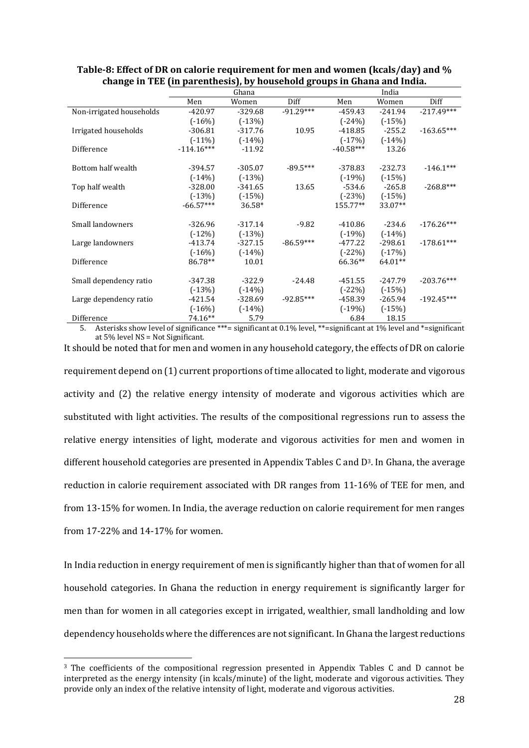**Table-8: Effect of DR on calorie requirement for men and women (kcals/day) and % change in TEE (in parenthesis), by household groups in Ghana and India.**

| | Ghana | | | India | | |
|---|---|---|---|---|---|---|
| | Men | Women | Diff | Men | Women | Diff |
| Non-irrigated households | -420.97 | -329.68 | -91.29*** | -459.43 | -241.94 | -217.49*** |
| | (-16%) | (-13%) | | (-24%) | (-15%) | |
| Irrigated households | -306.81 | -317.76 | 10.95 | -418.85 | -255.2 | -163.65*** |
| | (-11%) | (-14%) | | (-17%) | (-14%) | |
| Difference | -114.16*** | -11.92 | | -40.58*** | 13.26 | |
| Bottom half wealth | -394.57 | -305.07 | -89.5*** | -378.83 | -232.73 | -146.1*** |
| | (-14%) | (-13%) | | (-19%) | (-15%) | |
| Top half wealth | -328.00 | -341.65 | 13.65 | -534.6 | -265.8 | -268.8*** |
| | (-13%) | (-15%) | | (-23%) | (-15%) | |
| Difference | -66.57*** | 36.58* | | 155.77** | 33.07** | |
| Small landowners | -326.96 | -317.14 | -9.82 | -410.86 | -234.6 | -176.26*** |
| | (-12%) | (-13%) | | (-19%) | (-14%) | |
| Large landowners | -413.74 | -327.15 | -86.59*** | -477.22 | -298.61 | -178.61*** |
| | (-16%) | (-14%) | | (-22%) | (-17%) | |
| Difference | 86.78** | 10.01 | | 66.36** | 64.01** | |
| Small dependency ratio | -347.38 | -322.9 | -24.48 | -451.55 | -247.79 | -203.76*** |
| | (-13%) | (-14%) | | (-22%) | (-15%) | |
| Large dependency ratio | -421.54 | -328.69 | -92.85*** | -458.39 | -265.94 | -192.45*** |
| | (-16%) | (-14%) | | (-19%) | (-15%) | |
| Difference | 74.16** | 5.79 | | 6.84 | 18.15 | |

5. Asterisks show level of significance ***= significant at 0.1% level, **=significant at 1% level and *=significant at 5% level NS = Not Significant.

It should be noted that for men and women in any household category, the effects of DR on calorie requirement depend on (1) current proportions of time allocated to light, moderate and vigorous activity and (2) the relative energy intensity of moderate and vigorous activities which are substituted with light activities. The results of the compositional regressions run to assess the relative energy intensities of light, moderate and vigorous activities for men and women in different household categories are presented in Appendix Tables C and D[3]. In Ghana, the average reduction in calorie requirement associated with DR ranges from 11-16% of TEE for men, and from 13-15% for women. In India, the average reduction on calorie requirement for men ranges from 17-22% and 14-17% for women.

In India reduction in energy requirement of men is significantly higher than that of women for all household categories. In Ghana the reduction in energy requirement is significantly larger for men than for women in all categories except in irrigated, wealthier, small landholding and low dependency households where the differences are not significant. In Ghana the largest reductions

[3] The coefficients of the compositional regression presented in Appendix Tables C and D cannot be interpreted as the energy intensity (in kcals/minute) of the light, moderate and vigorous activities. They provide only an index of the relative intensity of light, moderate and vigorous activities.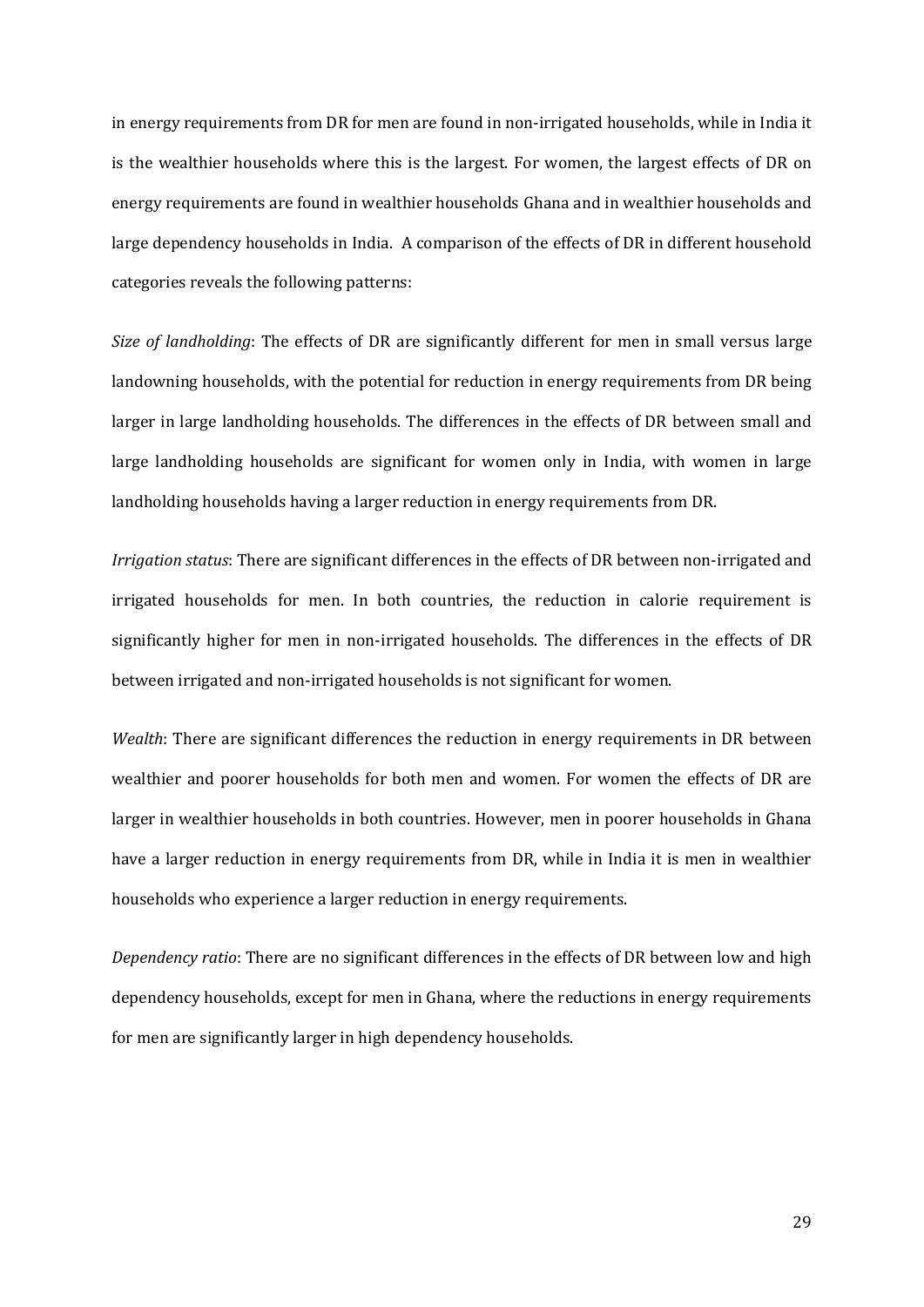in energy requirements from DR for men are found in non-irrigated households, while in India it is the wealthier households where this is the largest. For women, the largest effects of DR on energy requirements are found in wealthier households Ghana and in wealthier households and large dependency households in India. A comparison of the effects of DR in different household categories reveals the following patterns:

*Size of landholding*: The effects of DR are significantly different for men in small versus large landowning households, with the potential for reduction in energy requirements from DR being larger in large landholding households. The differences in the effects of DR between small and large landholding households are significant for women only in India, with women in large landholding households having a larger reduction in energy requirements from DR.

*Irrigation status*: There are significant differences in the effects of DR between non-irrigated and irrigated households for men. In both countries, the reduction in calorie requirement is significantly higher for men in non-irrigated households. The differences in the effects of DR between irrigated and non-irrigated households is not significant for women.

*Wealth*: There are significant differences the reduction in energy requirements in DR between wealthier and poorer households for both men and women. For women the effects of DR are larger in wealthier households in both countries. However, men in poorer households in Ghana have a larger reduction in energy requirements from DR, while in India it is men in wealthier households who experience a larger reduction in energy requirements.

*Dependency ratio*: There are no significant differences in the effects of DR between low and high dependency households, except for men in Ghana, where the reductions in energy requirements for men are significantly larger in high dependency households.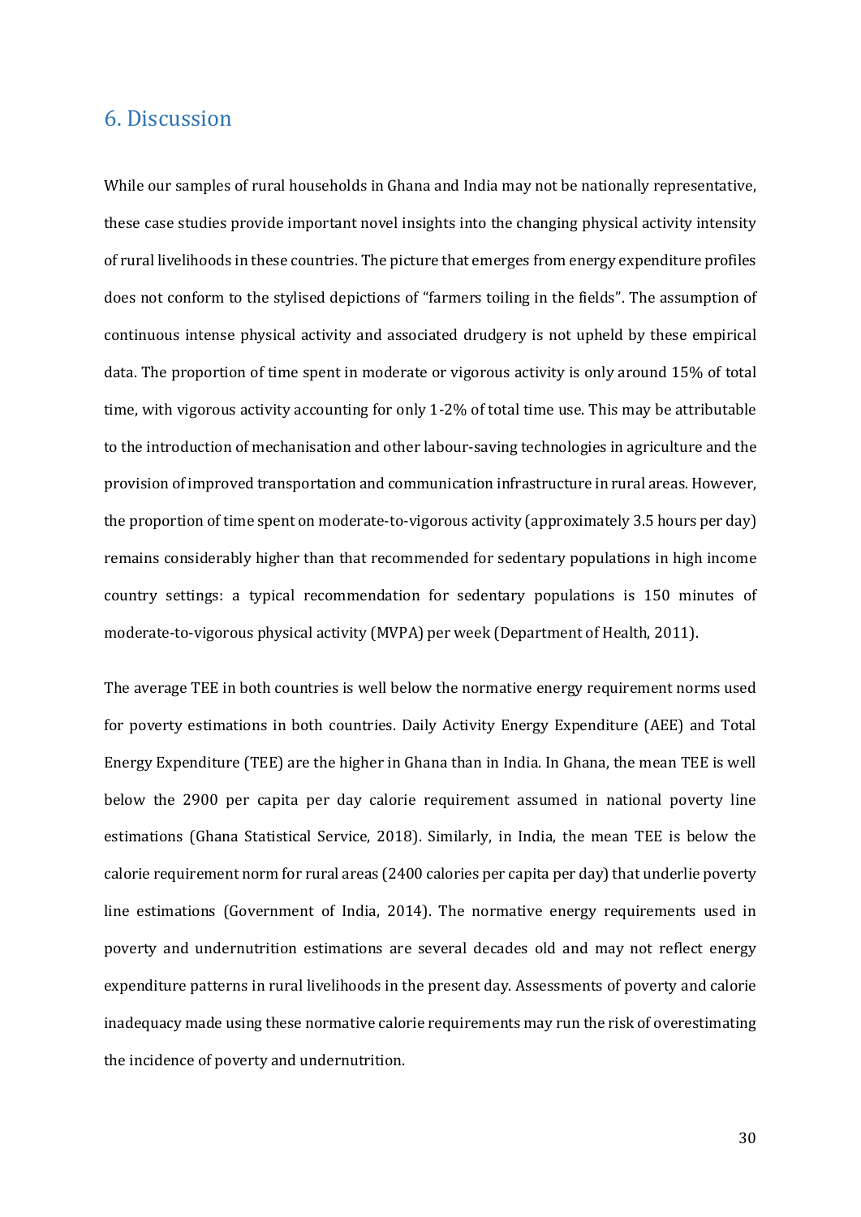## 6. Discussion

While our samples of rural households in Ghana and India may not be nationally representative, these case studies provide important novel insights into the changing physical activity intensity of rural livelihoods in these countries. The picture that emerges from energy expenditure profiles does not conform to the stylised depictions of "farmers toiling in the fields". The assumption of continuous intense physical activity and associated drudgery is not upheld by these empirical data. The proportion of time spent in moderate or vigorous activity is only around 15% of total time, with vigorous activity accounting for only 1-2% of total time use. This may be attributable to the introduction of mechanisation and other labour-saving technologies in agriculture and the provision of improved transportation and communication infrastructure in rural areas. However, the proportion of time spent on moderate-to-vigorous activity (approximately 3.5 hours per day) remains considerably higher than that recommended for sedentary populations in high income country settings: a typical recommendation for sedentary populations is 150 minutes of moderate-to-vigorous physical activity (MVPA) per week (Department of Health, 2011).

The average TEE in both countries is well below the normative energy requirement norms used for poverty estimations in both countries. Daily Activity Energy Expenditure (AEE) and Total Energy Expenditure (TEE) are the higher in Ghana than in India. In Ghana, the mean TEE is well below the 2900 per capita per day calorie requirement assumed in national poverty line estimations (Ghana Statistical Service, 2018). Similarly, in India, the mean TEE is below the calorie requirement norm for rural areas (2400 calories per capita per day) that underlie poverty line estimations (Government of India, 2014). The normative energy requirements used in poverty and undernutrition estimations are several decades old and may not reflect energy expenditure patterns in rural livelihoods in the present day. Assessments of poverty and calorie inadequacy made using these normative calorie requirements may run the risk of overestimating the incidence of poverty and undernutrition.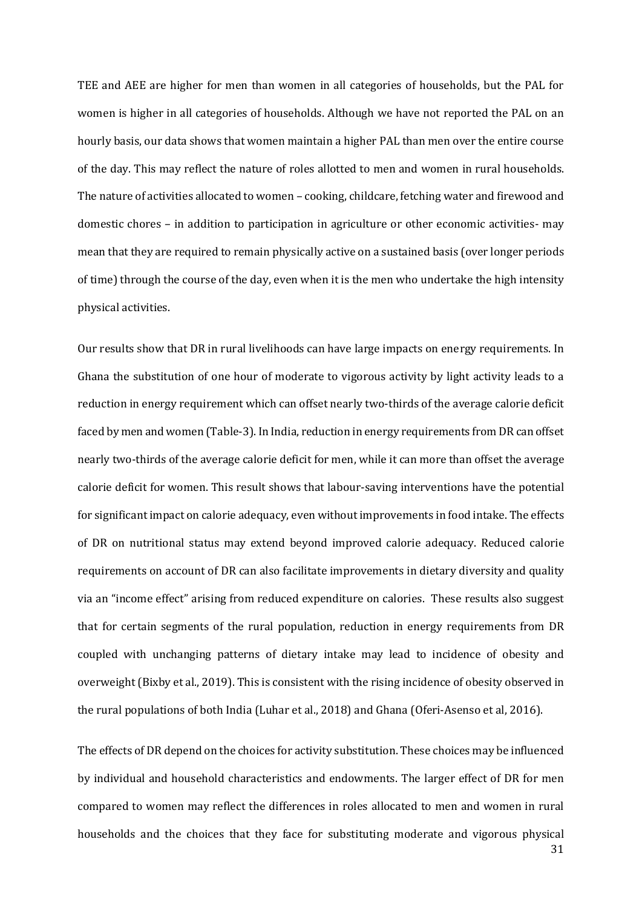TEE and AEE are higher for men than women in all categories of households, but the PAL for women is higher in all categories of households. Although we have not reported the PAL on an hourly basis, our data shows that women maintain a higher PAL than men over the entire course of the day. This may reflect the nature of roles allotted to men and women in rural households. The nature of activities allocated to women – cooking, childcare, fetching water and firewood and domestic chores – in addition to participation in agriculture or other economic activities- may mean that they are required to remain physically active on a sustained basis (over longer periods of time) through the course of the day, even when it is the men who undertake the high intensity physical activities.

Our results show that DR in rural livelihoods can have large impacts on energy requirements. In Ghana the substitution of one hour of moderate to vigorous activity by light activity leads to a reduction in energy requirement which can offset nearly two-thirds of the average calorie deficit faced by men and women (Table-3). In India, reduction in energy requirements from DR can offset nearly two-thirds of the average calorie deficit for men, while it can more than offset the average calorie deficit for women. This result shows that labour-saving interventions have the potential for significant impact on calorie adequacy, even without improvements in food intake. The effects of DR on nutritional status may extend beyond improved calorie adequacy. Reduced calorie requirements on account of DR can also facilitate improvements in dietary diversity and quality via an "income effect" arising from reduced expenditure on calories. These results also suggest that for certain segments of the rural population, reduction in energy requirements from DR coupled with unchanging patterns of dietary intake may lead to incidence of obesity and overweight (Bixby et al., 2019). This is consistent with the rising incidence of obesity observed in the rural populations of both India (Luhar et al., 2018) and Ghana (Oferi-Asenso et al, 2016).

The effects of DR depend on the choices for activity substitution. These choices may be influenced by individual and household characteristics and endowments. The larger effect of DR for men compared to women may reflect the differences in roles allocated to men and women in rural households and the choices that they face for substituting moderate and vigorous physical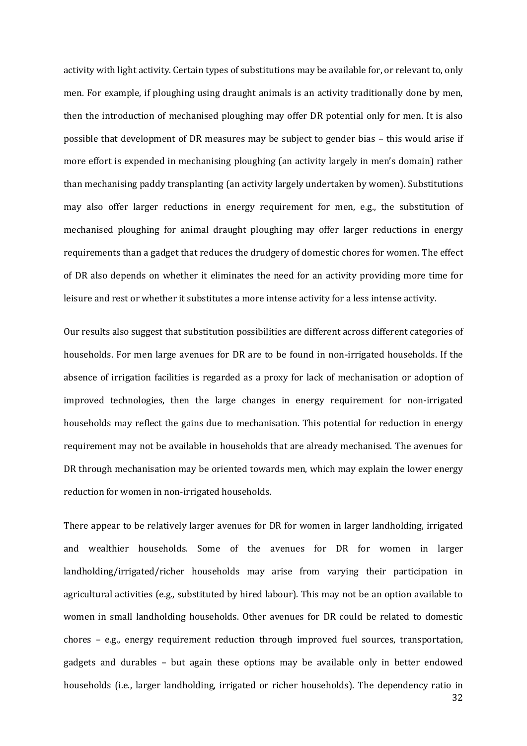activity with light activity. Certain types of substitutions may be available for, or relevant to, only men. For example, if ploughing using draught animals is an activity traditionally done by men, then the introduction of mechanised ploughing may offer DR potential only for men. It is also possible that development of DR measures may be subject to gender bias – this would arise if more effort is expended in mechanising ploughing (an activity largely in men's domain) rather than mechanising paddy transplanting (an activity largely undertaken by women). Substitutions may also offer larger reductions in energy requirement for men, e.g., the substitution of mechanised ploughing for animal draught ploughing may offer larger reductions in energy requirements than a gadget that reduces the drudgery of domestic chores for women. The effect of DR also depends on whether it eliminates the need for an activity providing more time for leisure and rest or whether it substitutes a more intense activity for a less intense activity.

Our results also suggest that substitution possibilities are different across different categories of households. For men large avenues for DR are to be found in non-irrigated households. If the absence of irrigation facilities is regarded as a proxy for lack of mechanisation or adoption of improved technologies, then the large changes in energy requirement for non-irrigated households may reflect the gains due to mechanisation. This potential for reduction in energy requirement may not be available in households that are already mechanised. The avenues for DR through mechanisation may be oriented towards men, which may explain the lower energy reduction for women in non-irrigated households.

There appear to be relatively larger avenues for DR for women in larger landholding, irrigated and wealthier households. Some of the avenues for DR for women in larger landholding/irrigated/richer households may arise from varying their participation in agricultural activities (e.g., substituted by hired labour). This may not be an option available to women in small landholding households. Other avenues for DR could be related to domestic chores – e.g., energy requirement reduction through improved fuel sources, transportation, gadgets and durables – but again these options may be available only in better endowed households (i.e., larger landholding, irrigated or richer households). The dependency ratio in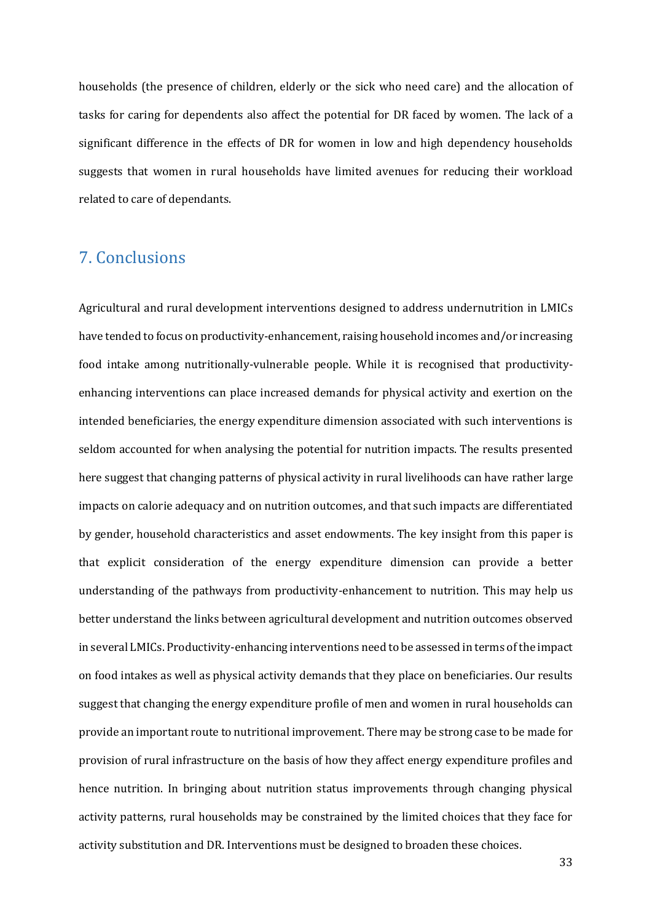households (the presence of children, elderly or the sick who need care) and the allocation of tasks for caring for dependents also affect the potential for DR faced by women. The lack of a significant difference in the effects of DR for women in low and high dependency households suggests that women in rural households have limited avenues for reducing their workload related to care of dependants.

## 7. Conclusions

Agricultural and rural development interventions designed to address undernutrition in LMICs have tended to focus on productivity-enhancement, raising household incomes and/or increasing food intake among nutritionally-vulnerable people. While it is recognised that productivity-enhancing interventions can place increased demands for physical activity and exertion on the intended beneficiaries, the energy expenditure dimension associated with such interventions is seldom accounted for when analysing the potential for nutrition impacts. The results presented here suggest that changing patterns of physical activity in rural livelihoods can have rather large impacts on calorie adequacy and on nutrition outcomes, and that such impacts are differentiated by gender, household characteristics and asset endowments. The key insight from this paper is that explicit consideration of the energy expenditure dimension can provide a better understanding of the pathways from productivity-enhancement to nutrition. This may help us better understand the links between agricultural development and nutrition outcomes observed in several LMICs. Productivity-enhancing interventions need to be assessed in terms of the impact on food intakes as well as physical activity demands that they place on beneficiaries. Our results suggest that changing the energy expenditure profile of men and women in rural households can provide an important route to nutritional improvement. There may be strong case to be made for provision of rural infrastructure on the basis of how they affect energy expenditure profiles and hence nutrition. In bringing about nutrition status improvements through changing physical activity patterns, rural households may be constrained by the limited choices that they face for activity substitution and DR. Interventions must be designed to broaden these choices.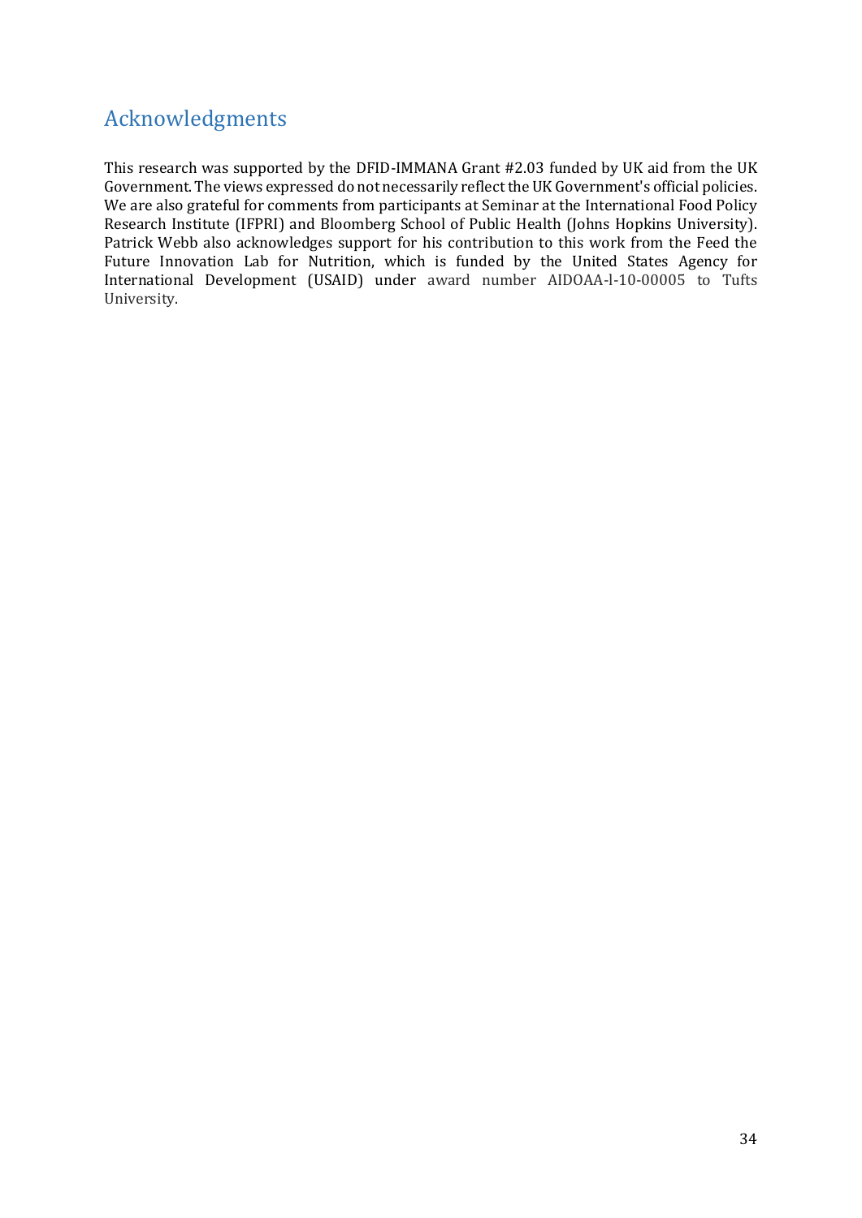## Acknowledgments

This research was supported by the DFID-IMMANA Grant #2.03 funded by UK aid from the UK Government. The views expressed do not necessarily reflect the UK Government's official policies. We are also grateful for comments from participants at Seminar at the International Food Policy Research Institute (IFPRI) and Bloomberg School of Public Health (Johns Hopkins University). Patrick Webb also acknowledges support for his contribution to this work from the Feed the Future Innovation Lab for Nutrition, which is funded by the United States Agency for International Development (USAID) under award number AIDOAA-l-10-00005 to Tufts University.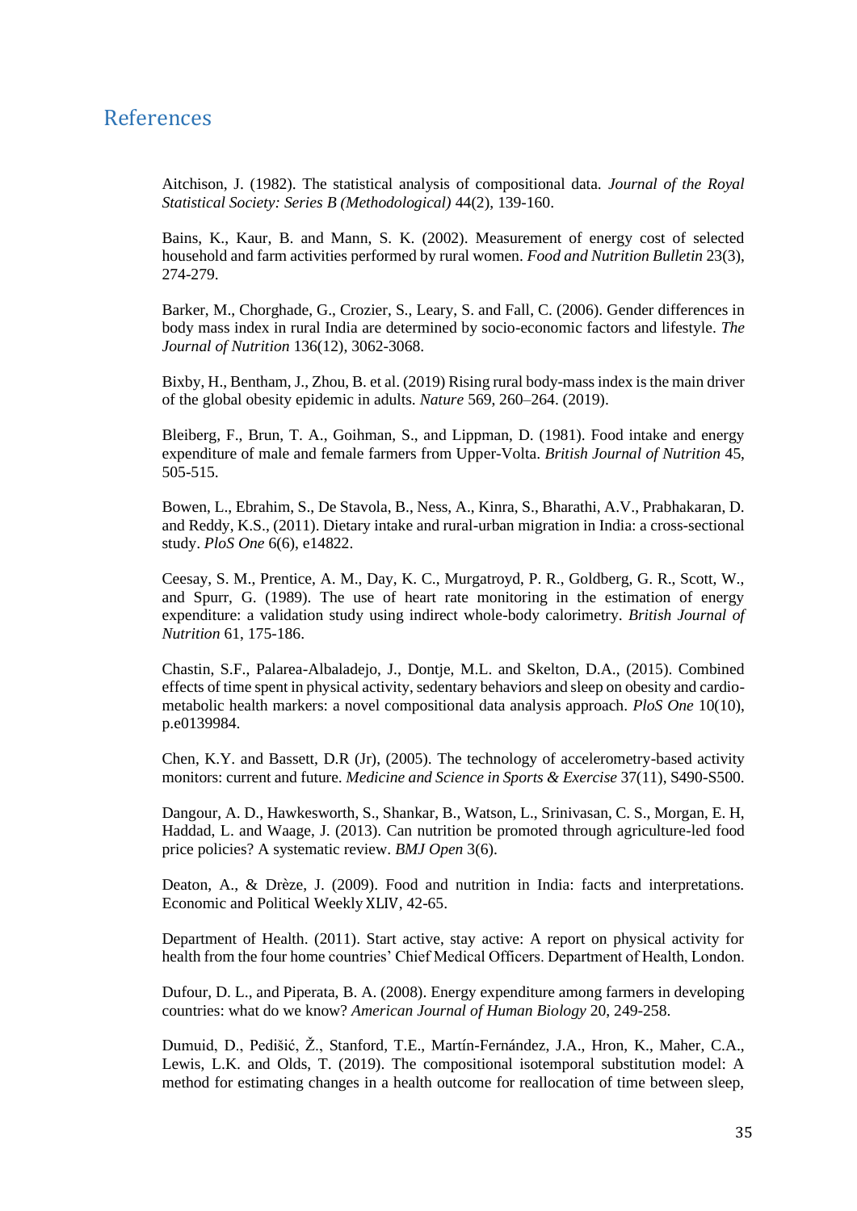## References

Aitchison, J. (1982). The statistical analysis of compositional data. *Journal of the Royal Statistical Society: Series B (Methodological)* 44(2), 139-160.

Bains, K., Kaur, B. and Mann, S. K. (2002). Measurement of energy cost of selected household and farm activities performed by rural women. *Food and Nutrition Bulletin* 23(3), 274-279.

Barker, M., Chorghade, G., Crozier, S., Leary, S. and Fall, C. (2006). Gender differences in body mass index in rural India are determined by socio-economic factors and lifestyle. *The Journal of Nutrition* 136(12), 3062-3068.

Bixby, H., Bentham, J., Zhou, B. et al. (2019) Rising rural body-mass index is the main driver of the global obesity epidemic in adults. *Nature* 569, 260–264. (2019).

Bleiberg, F., Brun, T. A., Goihman, S., and Lippman, D. (1981). Food intake and energy expenditure of male and female farmers from Upper-Volta. *British Journal of Nutrition* 45, 505-515.

Bowen, L., Ebrahim, S., De Stavola, B., Ness, A., Kinra, S., Bharathi, A.V., Prabhakaran, D. and Reddy, K.S., (2011). Dietary intake and rural-urban migration in India: a cross-sectional study. *PloS One* 6(6), e14822.

Ceesay, S. M., Prentice, A. M., Day, K. C., Murgatroyd, P. R., Goldberg, G. R., Scott, W., and Spurr, G. (1989). The use of heart rate monitoring in the estimation of energy expenditure: a validation study using indirect whole-body calorimetry. *British Journal of Nutrition* 61, 175-186.

Chastin, S.F., Palarea-Albaladejo, J., Dontje, M.L. and Skelton, D.A., (2015). Combined effects of time spent in physical activity, sedentary behaviors and sleep on obesity and cardio-metabolic health markers: a novel compositional data analysis approach. *PloS One* 10(10), p.e0139984.

Chen, K.Y. and Bassett, D.R (Jr), (2005). The technology of accelerometry-based activity monitors: current and future. *Medicine and Science in Sports & Exercise* 37(11), S490-S500.

Dangour, A. D., Hawkesworth, S., Shankar, B., Watson, L., Srinivasan, C. S., Morgan, E. H, Haddad, L. and Waage, J. (2013). Can nutrition be promoted through agriculture-led food price policies? A systematic review. *BMJ Open* 3(6).

Deaton, A., & Drèze, J. (2009). Food and nutrition in India: facts and interpretations. Economic and Political Weekly XLIV, 42-65.

Department of Health. (2011). Start active, stay active: A report on physical activity for health from the four home countries' Chief Medical Officers. Department of Health, London.

Dufour, D. L., and Piperata, B. A. (2008). Energy expenditure among farmers in developing countries: what do we know? *American Journal of Human Biology* 20, 249-258.

Dumuid, D., Pedišić, Ž., Stanford, T.E., Martín-Fernández, J.A., Hron, K., Maher, C.A., Lewis, L.K. and Olds, T. (2019). The compositional isotemporal substitution model: A method for estimating changes in a health outcome for reallocation of time between sleep,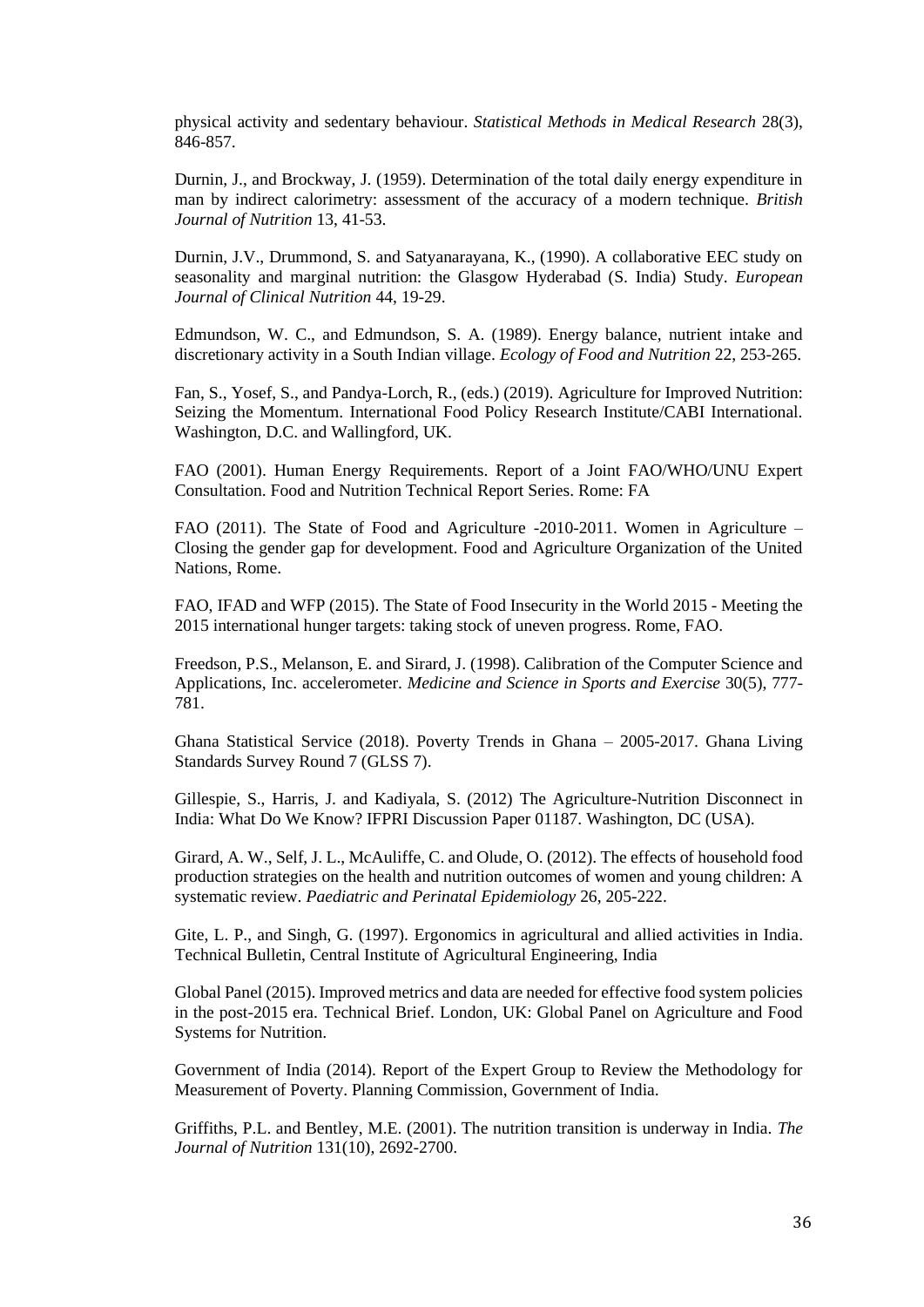physical activity and sedentary behaviour. *Statistical Methods in Medical Research* 28(3), 846-857.

Durnin, J., and Brockway, J. (1959). Determination of the total daily energy expenditure in man by indirect calorimetry: assessment of the accuracy of a modern technique. *British Journal of Nutrition* 13, 41-53.

Durnin, J.V., Drummond, S. and Satyanarayana, K., (1990). A collaborative EEC study on seasonality and marginal nutrition: the Glasgow Hyderabad (S. India) Study. *European Journal of Clinical Nutrition* 44, 19-29.

Edmundson, W. C., and Edmundson, S. A. (1989). Energy balance, nutrient intake and discretionary activity in a South Indian village. *Ecology of Food and Nutrition* 22, 253-265.

Fan, S., Yosef, S., and Pandya-Lorch, R., (eds.) (2019). Agriculture for Improved Nutrition: Seizing the Momentum. International Food Policy Research Institute/CABI International. Washington, D.C. and Wallingford, UK.

FAO (2001). Human Energy Requirements. Report of a Joint FAO/WHO/UNU Expert Consultation. Food and Nutrition Technical Report Series. Rome: FA

FAO (2011). The State of Food and Agriculture -2010-2011. Women in Agriculture – Closing the gender gap for development. Food and Agriculture Organization of the United Nations, Rome.

FAO, IFAD and WFP (2015). The State of Food Insecurity in the World 2015 - Meeting the 2015 international hunger targets: taking stock of uneven progress. Rome, FAO.

Freedson, P.S., Melanson, E. and Sirard, J. (1998). Calibration of the Computer Science and Applications, Inc. accelerometer. *Medicine and Science in Sports and Exercise* 30(5), 777-781.

Ghana Statistical Service (2018). Poverty Trends in Ghana – 2005-2017. Ghana Living Standards Survey Round 7 (GLSS 7).

Gillespie, S., Harris, J. and Kadiyala, S. (2012) The Agriculture-Nutrition Disconnect in India: What Do We Know? IFPRI Discussion Paper 01187. Washington, DC (USA).

Girard, A. W., Self, J. L., McAuliffe, C. and Olude, O. (2012). The effects of household food production strategies on the health and nutrition outcomes of women and young children: A systematic review. *Paediatric and Perinatal Epidemiology* 26, 205-222.

Gite, L. P., and Singh, G. (1997). Ergonomics in agricultural and allied activities in India. Technical Bulletin, Central Institute of Agricultural Engineering, India

Global Panel (2015). Improved metrics and data are needed for effective food system policies in the post-2015 era. Technical Brief. London, UK: Global Panel on Agriculture and Food Systems for Nutrition.

Government of India (2014). Report of the Expert Group to Review the Methodology for Measurement of Poverty. Planning Commission, Government of India.

Griffiths, P.L. and Bentley, M.E. (2001). The nutrition transition is underway in India. *The Journal of Nutrition* 131(10), 2692-2700.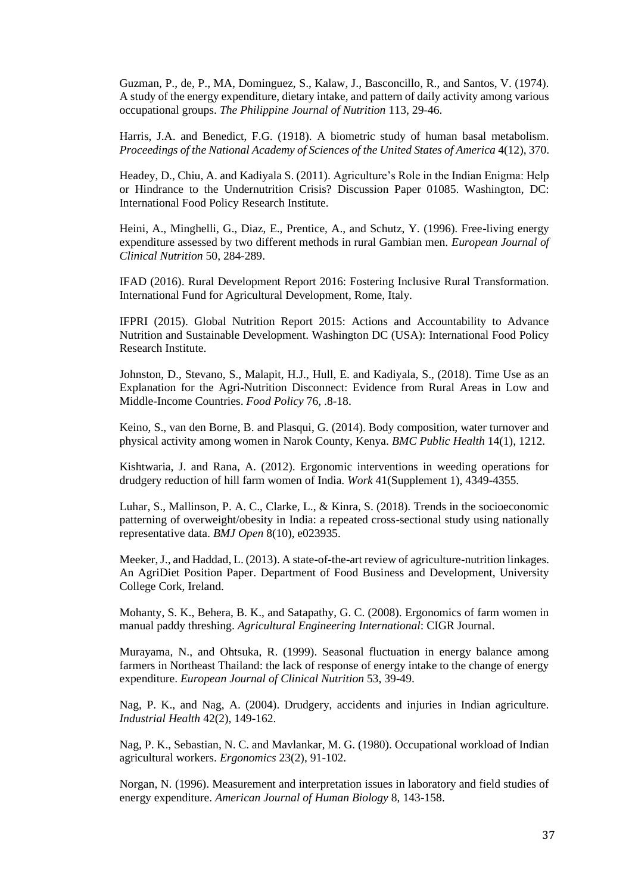Guzman, P., de, P., MA, Dominguez, S., Kalaw, J., Basconcillo, R., and Santos, V. (1974). A study of the energy expenditure, dietary intake, and pattern of daily activity among various occupational groups. *The Philippine Journal of Nutrition* 113, 29-46.

Harris, J.A. and Benedict, F.G. (1918). A biometric study of human basal metabolism. *Proceedings of the National Academy of Sciences of the United States of America* 4(12), 370.

Headey, D., Chiu, A. and Kadiyala S. (2011). Agriculture's Role in the Indian Enigma: Help or Hindrance to the Undernutrition Crisis? Discussion Paper 01085. Washington, DC: International Food Policy Research Institute.

Heini, A., Minghelli, G., Diaz, E., Prentice, A., and Schutz, Y. (1996). Free-living energy expenditure assessed by two different methods in rural Gambian men. *European Journal of Clinical Nutrition* 50, 284-289.

IFAD (2016). Rural Development Report 2016: Fostering Inclusive Rural Transformation. International Fund for Agricultural Development, Rome, Italy.

IFPRI (2015). Global Nutrition Report 2015: Actions and Accountability to Advance Nutrition and Sustainable Development. Washington DC (USA): International Food Policy Research Institute.

Johnston, D., Stevano, S., Malapit, H.J., Hull, E. and Kadiyala, S., (2018). Time Use as an Explanation for the Agri-Nutrition Disconnect: Evidence from Rural Areas in Low and Middle-Income Countries. *Food Policy* 76, .8-18.

Keino, S., van den Borne, B. and Plasqui, G. (2014). Body composition, water turnover and physical activity among women in Narok County, Kenya. *BMC Public Health* 14(1), 1212.

Kishtwaria, J. and Rana, A. (2012). Ergonomic interventions in weeding operations for drudgery reduction of hill farm women of India. *Work* 41(Supplement 1), 4349-4355.

Luhar, S., Mallinson, P. A. C., Clarke, L., & Kinra, S. (2018). Trends in the socioeconomic patterning of overweight/obesity in India: a repeated cross-sectional study using nationally representative data. *BMJ Open* 8(10), e023935.

Meeker, J., and Haddad, L. (2013). A state-of-the-art review of agriculture-nutrition linkages. An AgriDiet Position Paper. Department of Food Business and Development, University College Cork, Ireland.

Mohanty, S. K., Behera, B. K., and Satapathy, G. C. (2008). Ergonomics of farm women in manual paddy threshing. *Agricultural Engineering International*: CIGR Journal.

Murayama, N., and Ohtsuka, R. (1999). Seasonal fluctuation in energy balance among farmers in Northeast Thailand: the lack of response of energy intake to the change of energy expenditure. *European Journal of Clinical Nutrition* 53, 39-49.

Nag, P. K., and Nag, A. (2004). Drudgery, accidents and injuries in Indian agriculture. *Industrial Health* 42(2), 149-162.

Nag, P. K., Sebastian, N. C. and Mavlankar, M. G. (1980). Occupational workload of Indian agricultural workers. *Ergonomics* 23(2), 91-102.

Norgan, N. (1996). Measurement and interpretation issues in laboratory and field studies of energy expenditure. *American Journal of Human Biology* 8, 143-158.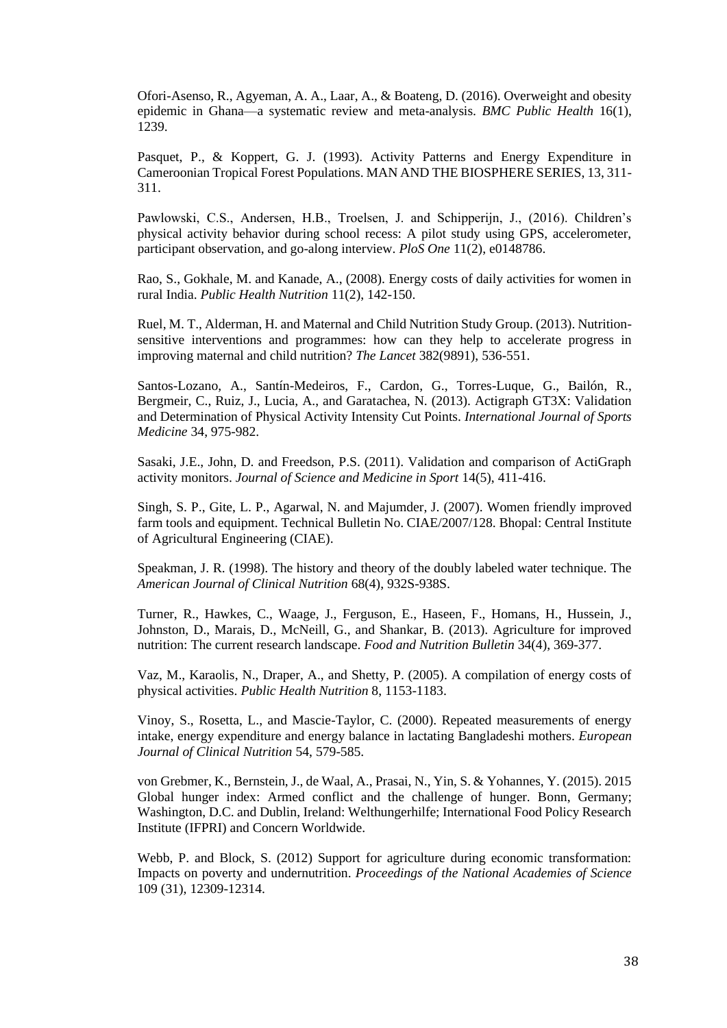Ofori-Asenso, R., Agyeman, A. A., Laar, A., & Boateng, D. (2016). Overweight and obesity epidemic in Ghana—a systematic review and meta-analysis. *BMC Public Health* 16(1), 1239.

Pasquet, P., & Koppert, G. J. (1993). Activity Patterns and Energy Expenditure in Cameroonian Tropical Forest Populations. MAN AND THE BIOSPHERE SERIES, 13, 311-311.

Pawlowski, C.S., Andersen, H.B., Troelsen, J. and Schipperijn, J., (2016). Children's physical activity behavior during school recess: A pilot study using GPS, accelerometer, participant observation, and go-along interview. *PloS One* 11(2), e0148786.

Rao, S., Gokhale, M. and Kanade, A., (2008). Energy costs of daily activities for women in rural India. *Public Health Nutrition* 11(2), 142-150.

Ruel, M. T., Alderman, H. and Maternal and Child Nutrition Study Group. (2013). Nutrition-sensitive interventions and programmes: how can they help to accelerate progress in improving maternal and child nutrition? *The Lancet* 382(9891), 536-551.

Santos-Lozano, A., Santín-Medeiros, F., Cardon, G., Torres-Luque, G., Bailón, R., Bergmeir, C., Ruiz, J., Lucia, A., and Garatachea, N. (2013). Actigraph GT3X: Validation and Determination of Physical Activity Intensity Cut Points. *International Journal of Sports Medicine* 34, 975-982.

Sasaki, J.E., John, D. and Freedson, P.S. (2011). Validation and comparison of ActiGraph activity monitors. *Journal of Science and Medicine in Sport* 14(5), 411-416.

Singh, S. P., Gite, L. P., Agarwal, N. and Majumder, J. (2007). Women friendly improved farm tools and equipment. Technical Bulletin No. CIAE/2007/128. Bhopal: Central Institute of Agricultural Engineering (CIAE).

Speakman, J. R. (1998). The history and theory of the doubly labeled water technique. The *American Journal of Clinical Nutrition* 68(4), 932S-938S.

Turner, R., Hawkes, C., Waage, J., Ferguson, E., Haseen, F., Homans, H., Hussein, J., Johnston, D., Marais, D., McNeill, G., and Shankar, B. (2013). Agriculture for improved nutrition: The current research landscape. *Food and Nutrition Bulletin* 34(4), 369-377.

Vaz, M., Karaolis, N., Draper, A., and Shetty, P. (2005). A compilation of energy costs of physical activities. *Public Health Nutrition* 8, 1153-1183.

Vinoy, S., Rosetta, L., and Mascie-Taylor, C. (2000). Repeated measurements of energy intake, energy expenditure and energy balance in lactating Bangladeshi mothers. *European Journal of Clinical Nutrition* 54, 579-585.

von Grebmer, K., Bernstein, J., de Waal, A., Prasai, N., Yin, S. & Yohannes, Y. (2015). 2015 Global hunger index: Armed conflict and the challenge of hunger. Bonn, Germany; Washington, D.C. and Dublin, Ireland: Welthungerhilfe; International Food Policy Research Institute (IFPRI) and Concern Worldwide.

Webb, P. and Block, S. (2012) Support for agriculture during economic transformation: Impacts on poverty and undernutrition. *Proceedings of the National Academies of Science* 109 (31), 12309-12314.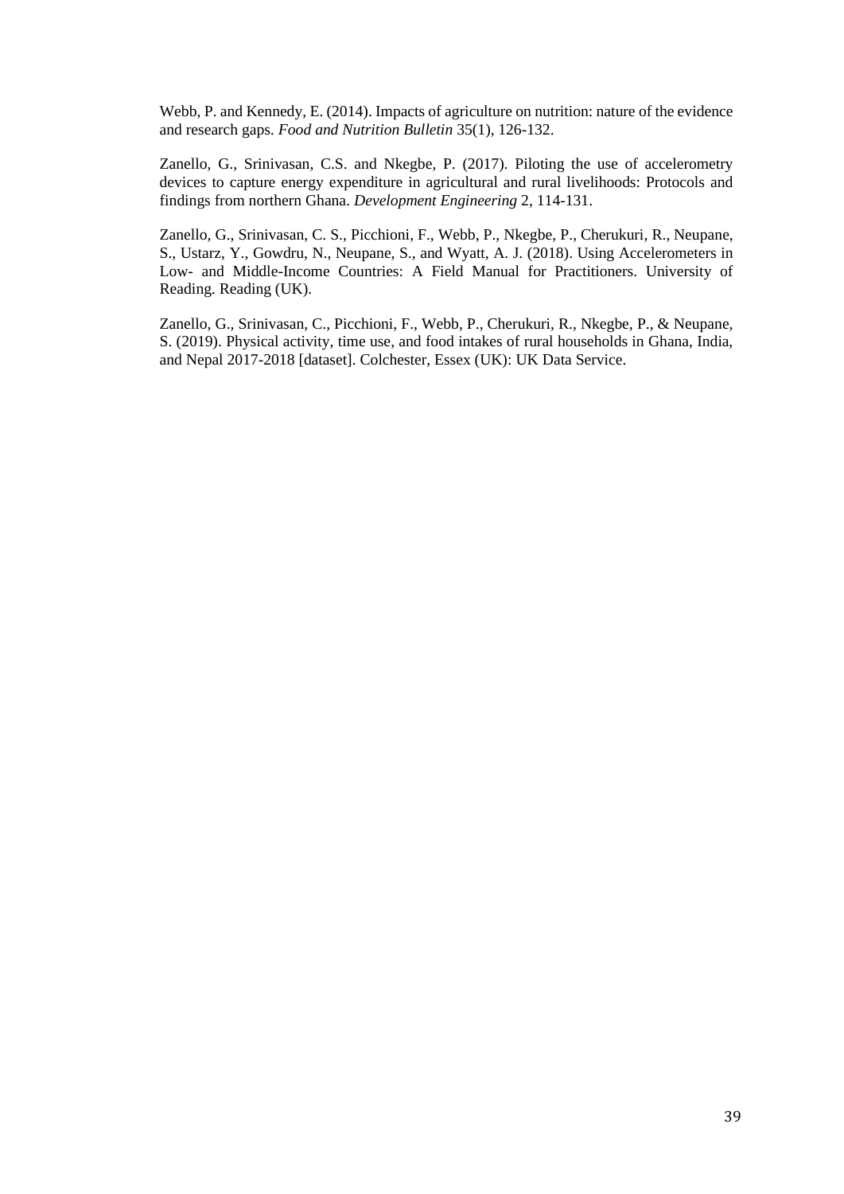Webb, P. and Kennedy, E. (2014). Impacts of agriculture on nutrition: nature of the evidence and research gaps. *Food and Nutrition Bulletin* 35(1), 126-132.

Zanello, G., Srinivasan, C.S. and Nkegbe, P. (2017). Piloting the use of accelerometry devices to capture energy expenditure in agricultural and rural livelihoods: Protocols and findings from northern Ghana. *Development Engineering* 2, 114-131.

Zanello, G., Srinivasan, C. S., Picchioni, F., Webb, P., Nkegbe, P., Cherukuri, R., Neupane, S., Ustarz, Y., Gowdru, N., Neupane, S., and Wyatt, A. J. (2018). Using Accelerometers in Low- and Middle-Income Countries: A Field Manual for Practitioners. University of Reading. Reading (UK).

Zanello, G., Srinivasan, C., Picchioni, F., Webb, P., Cherukuri, R., Nkegbe, P., & Neupane, S. (2019). Physical activity, time use, and food intakes of rural households in Ghana, India, and Nepal 2017-2018 [dataset]. Colchester, Essex (UK): UK Data Service.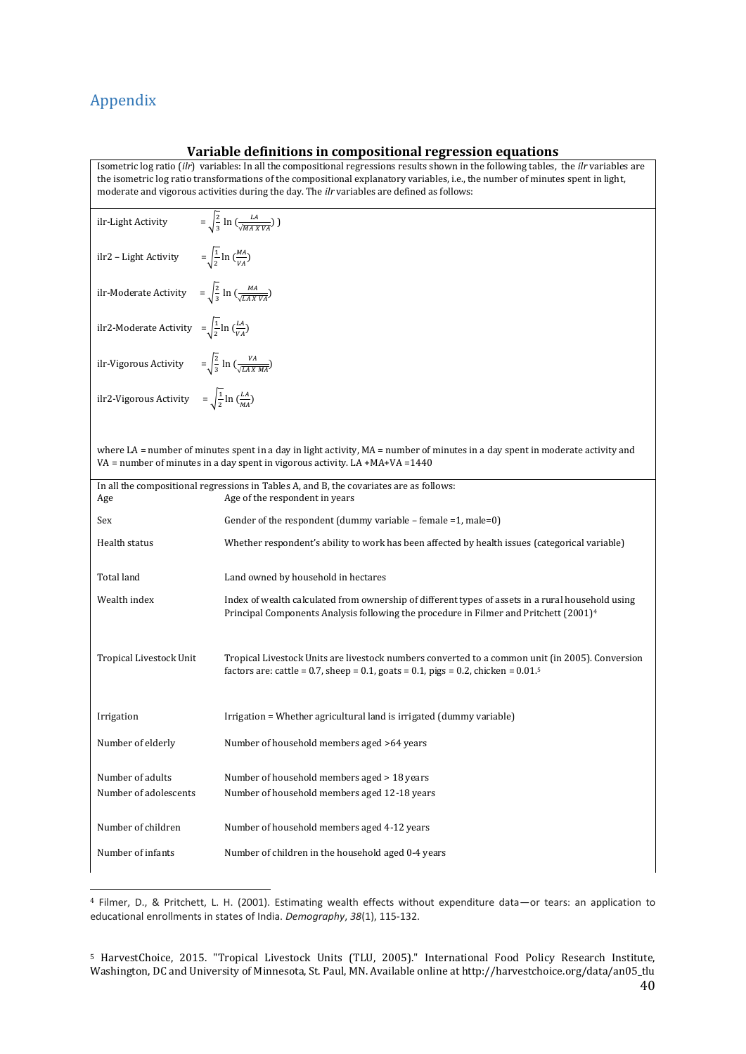## Appendix

### Variable definitions in compositional regression equations

Isometric log ratio (*ilr*) variables: In all the compositional regressions results shown in the following tables, the *ilr* variables are the isometric log ratio transformations of the compositional explanatory variables, i.e., the number of minutes spent in light, moderate and vigorous activities during the day. The *ilr* variables are defined as follows:

ilr-Light Activity $= \sqrt{\frac{2}{3}} \ln \left(\frac{LA}{\sqrt{MA \times VA}}\right)$ )

ilr2 – Light Activity $= \sqrt{\frac{1}{2}} \ln \left(\frac{MA}{VA}\right)$

ilr-Moderate Activity $= \sqrt{\frac{2}{3}} \ln \left(\frac{MA}{\sqrt{LA \times VA}}\right)$

ilr2-Moderate Activity $= \sqrt{\frac{1}{2}} \ln \left(\frac{LA}{VA}\right)$

ilr-Vigorous Activity $= \sqrt{\frac{2}{3}} \ln \left(\frac{VA}{\sqrt{LA \times MA}}\right)$

ilr2-Vigorous Activity $= \sqrt{\frac{1}{2}} \ln \left(\frac{LA}{MA}\right)$

where LA = number of minutes spent in a day in light activity, MA = number of minutes in a day spent in moderate activity and VA = number of minutes in a day spent in vigorous activity. LA +MA+VA =1440

In all the compositional regressions in Tables A, and B, the covariates are as follows:

| Variable | Definition |
|---|---|
| Age | Age of the respondent in years |
| Sex | Gender of the respondent (dummy variable – female =1, male=0) |
| Health status | Whether respondent's ability to work has been affected by health issues (categorical variable) |
| Total land | Land owned by household in hectares |
| Wealth index | Index of wealth calculated from ownership of different types of assets in a rural household using Principal Components Analysis following the procedure in Filmer and Pritchett (2001)[4] |
| Tropical Livestock Unit | Tropical Livestock Units are livestock numbers converted to a common unit (in 2005). Conversion factors are: cattle = 0.7, sheep = 0.1, goats = 0.1, pigs = 0.2, chicken = 0.01.[5] |
| Irrigation | Irrigation = Whether agricultural land is irrigated (dummy variable) |
| Number of elderly | Number of household members aged >64 years |
| Number of adults | Number of household members aged > 18 years |
| Number of adolescents | Number of household members aged 12-18 years |
| Number of children | Number of household members aged 4-12 years |
| Number of infants | Number of children in the household aged 0-4 years |

[4] Filmer, D., & Pritchett, L. H. (2001). Estimating wealth effects without expenditure data—or tears: an application to educational enrollments in states of India. *Demography*, *38*(1), 115-132.

[5] HarvestChoice, 2015. "Tropical Livestock Units (TLU, 2005)." International Food Policy Research Institute, Washington, DC and University of Minnesota, St. Paul, MN. Available online at http://harvestchoice.org/data/an05_tlu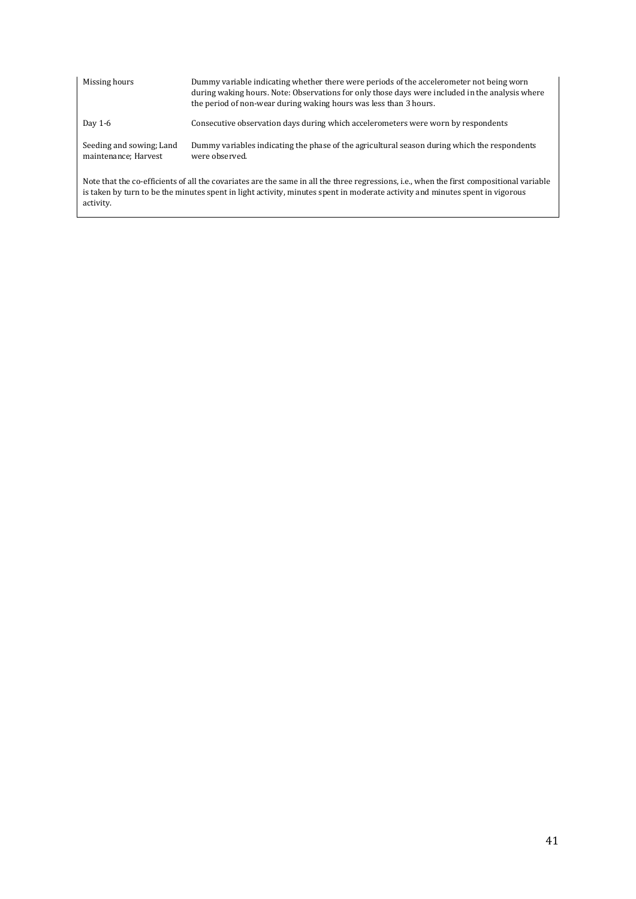| | |
|---|---|
| Missing hours | Dummy variable indicating whether there were periods of the accelerometer not being worn during waking hours. Note: Observations for only those days were included in the analysis where the period of non-wear during waking hours was less than 3 hours. |
| Day 1-6 | Consecutive observation days during which accelerometers were worn by respondents |
| Seeding and sowing; Land maintenance; Harvest | Dummy variables indicating the phase of the agricultural season during which the respondents were observed. |

Note that the co-efficients of all the covariates are the same in all the three regressions, i.e., when the first compositional variable is taken by turn to be the minutes spent in light activity, minutes spent in moderate activity and minutes spent in vigorous activity.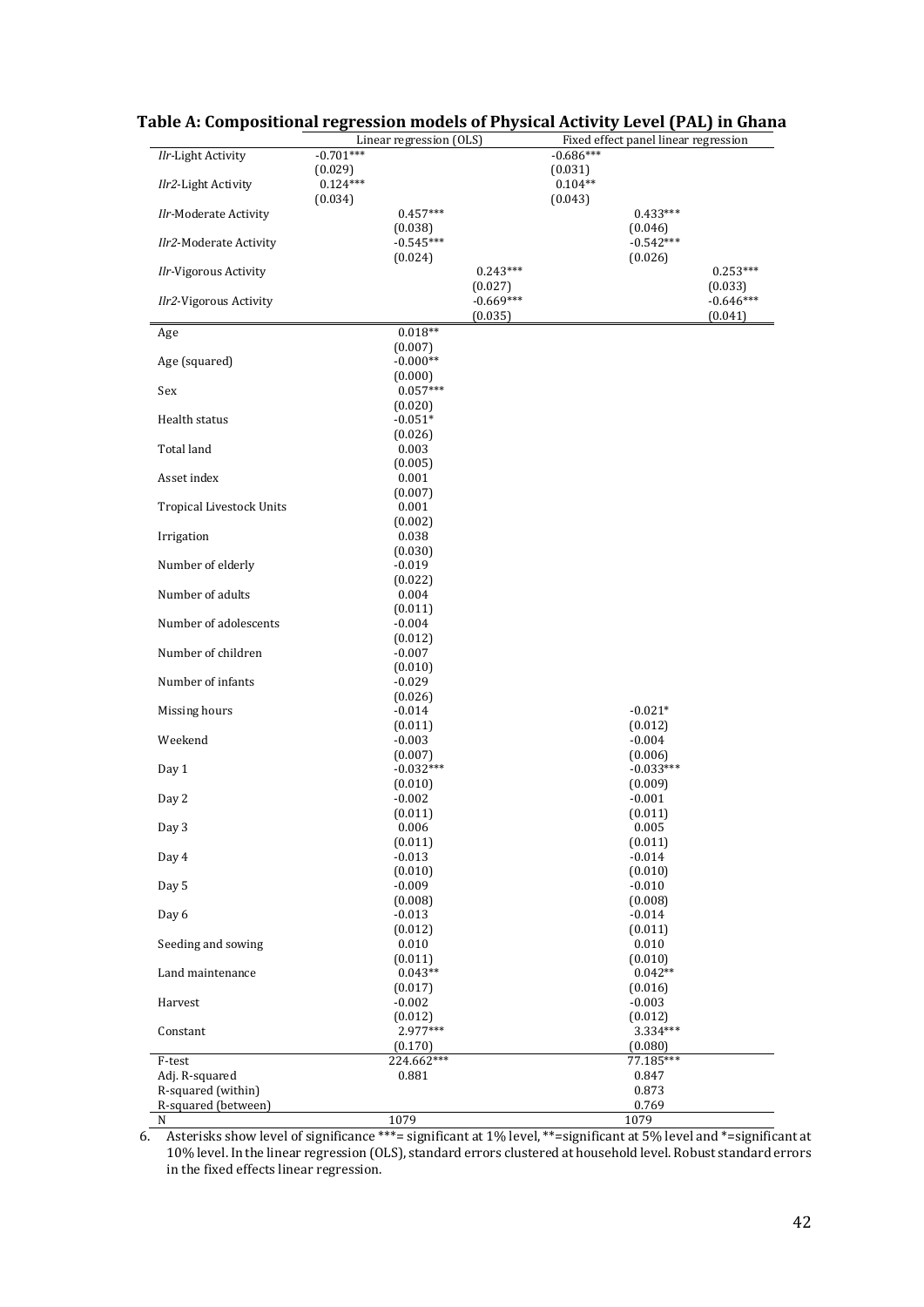**Table A: Compositional regression models of Physical Activity Level (PAL) in Ghana**

| | Linear regression (OLS) | | | Fixed effect panel linear regression | | |
|---|---|---|---|---|---|---|
| *Ilr*-Light Activity | -0.701*** | | | -0.686*** | | |
| | (0.029) | | | (0.031) | | |
| *Ilr2*-Light Activity | 0.124*** | | | 0.104** | | |
| | (0.034) | | | (0.043) | | |
| *Ilr*-Moderate Activity | | 0.457*** | | | 0.433*** | |
| | | (0.038) | | | (0.046) | |
| *Ilr2*-Moderate Activity | | -0.545*** | | | -0.542*** | |
| | | (0.024) | | | (0.026) | |
| *Ilr*-Vigorous Activity | | | 0.243*** | | | 0.253*** |
| | | | (0.027) | | | (0.033) |
| *Ilr2*-Vigorous Activity | | | -0.669*** | | | -0.646*** |
| | | | (0.035) | | | (0.041) |
| Age | | 0.018** | | | | |
| | | (0.007) | | | | |
| Age (squared) | | -0.000** | | | | |
| | | (0.000) | | | | |
| Sex | | 0.057*** | | | | |
| | | (0.020) | | | | |
| Health status | | -0.051* | | | | |
| | | (0.026) | | | | |
| Total land | | 0.003 | | | | |
| | | (0.005) | | | | |
| Asset index | | 0.001 | | | | |
| | | (0.007) | | | | |
| Tropical Livestock Units | | 0.001 | | | | |
| | | (0.002) | | | | |
| Irrigation | | 0.038 | | | | |
| | | (0.030) | | | | |
| Number of elderly | | -0.019 | | | | |
| | | (0.022) | | | | |
| Number of adults | | 0.004 | | | | |
| | | (0.011) | | | | |
| Number of adolescents | | -0.004 | | | | |
| | | (0.012) | | | | |
| Number of children | | -0.007 | | | | |
| | | (0.010) | | | | |
| Number of infants | | -0.029 | | | | |
| | | (0.026) | | | | |
| Missing hours | | -0.014 | | | -0.021* | |
| | | (0.011) | | | (0.012) | |
| Weekend | | -0.003 | | | -0.004 | |
| | | (0.007) | | | (0.006) | |
| Day 1 | | -0.032*** | | | -0.033*** | |
| | | (0.010) | | | (0.009) | |
| Day 2 | | -0.002 | | | -0.001 | |
| | | (0.011) | | | (0.011) | |
| Day 3 | | 0.006 | | | 0.005 | |
| | | (0.011) | | | (0.011) | |
| Day 4 | | -0.013 | | | -0.014 | |
| | | (0.010) | | | (0.010) | |
| Day 5 | | -0.009 | | | -0.010 | |
| | | (0.008) | | | (0.008) | |
| Day 6 | | -0.013 | | | -0.014 | |
| | | (0.012) | | | (0.011) | |
| Seeding and sowing | | 0.010 | | | 0.010 | |
| | | (0.011) | | | (0.010) | |
| Land maintenance | | 0.043** | | | 0.042** | |
| | | (0.017) | | | (0.016) | |
| Harvest | | -0.002 | | | -0.003 | |
| | | (0.012) | | | (0.012) | |
| Constant | | 2.977*** | | | 3.334*** | |
| | | (0.170) | | | (0.080) | |
| F-test | | 224.662*** | | | 77.185*** | |
| Adj. R-squared | | 0.881 | | | 0.847 | |
| R-squared (within) | | | | | 0.873 | |
| R-squared (between) | | | | | 0.769 | |
| N | | 1079 | | | 1079 | |

6. Asterisks show level of significance ***= significant at 1% level, **=significant at 5% level and *=significant at 10% level. In the linear regression (OLS), standard errors clustered at household level. Robust standard errors in the fixed effects linear regression.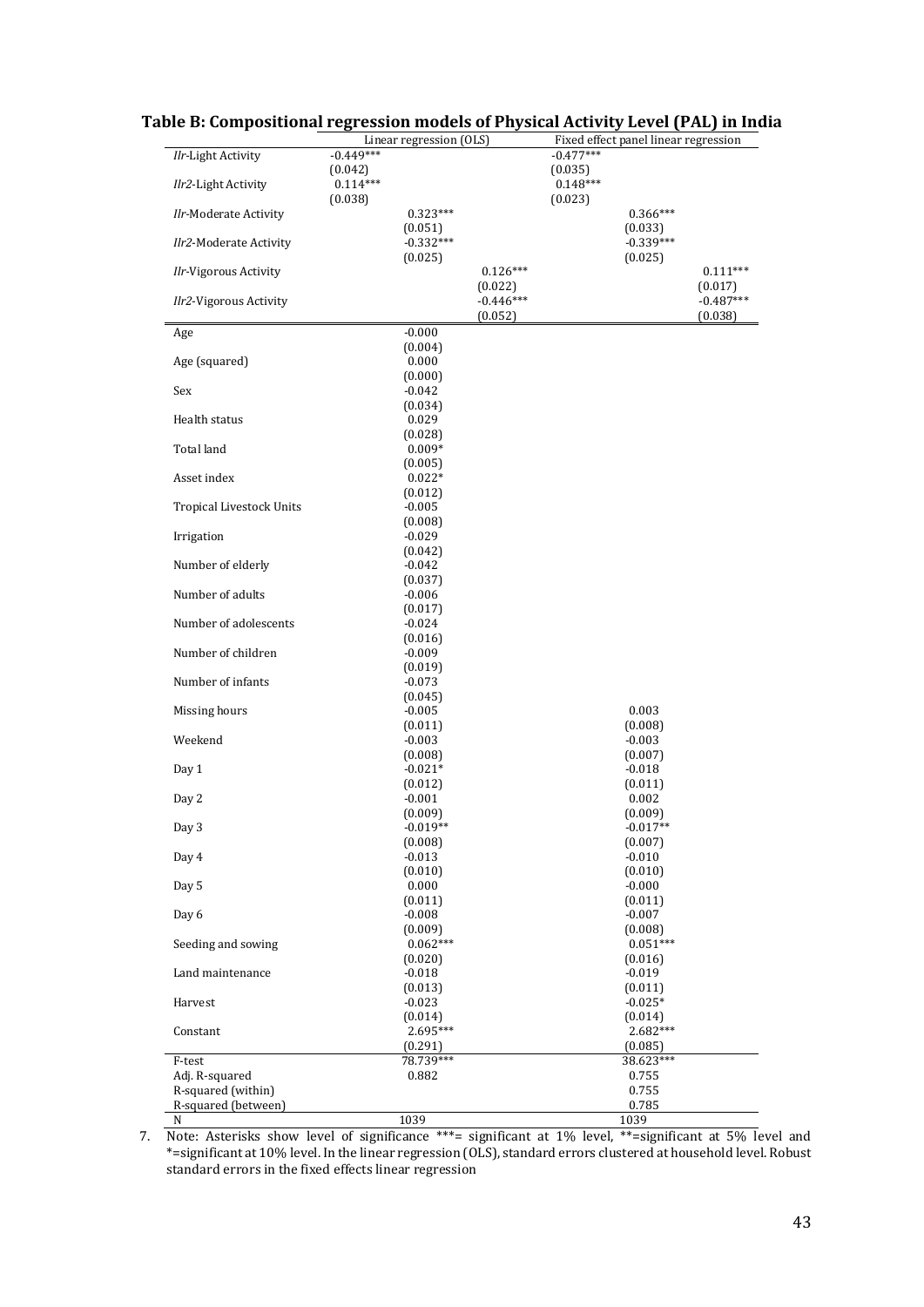**Table B: Compositional regression models of Physical Activity Level (PAL) in India**

| | Linear regression (OLS) | | | Fixed effect panel linear regression | | |
|---|---|---|---|---|---|---|
| *Ilr*-Light Activity | -0.449*** | | | -0.477*** | | |
| | (0.042) | | | (0.035) | | |
| *Ilr2*-Light Activity | 0.114*** | | | 0.148*** | | |
| | (0.038) | | | (0.023) | | |
| *Ilr*-Moderate Activity | | 0.323*** | | | 0.366*** | |
| | | (0.051) | | | (0.033) | |
| *Ilr2*-Moderate Activity | | -0.332*** | | | -0.339*** | |
| | | (0.025) | | | (0.025) | |
| *Ilr*-Vigorous Activity | | | 0.126*** | | | 0.111*** |
| | | | (0.022) | | | (0.017) |
| *Ilr2*-Vigorous Activity | | | -0.446*** | | | -0.487*** |
| | | | (0.052) | | | (0.038) |
| Age | | -0.000 | | | | |
| | | (0.004) | | | | |
| Age (squared) | | 0.000 | | | | |
| | | (0.000) | | | | |
| Sex | | -0.042 | | | | |
| | | (0.034) | | | | |
| Health status | | 0.029 | | | | |
| | | (0.028) | | | | |
| Total land | | 0.009* | | | | |
| | | (0.005) | | | | |
| Asset index | | 0.022* | | | | |
| | | (0.012) | | | | |
| Tropical Livestock Units | | -0.005 | | | | |
| | | (0.008) | | | | |
| Irrigation | | -0.029 | | | | |
| | | (0.042) | | | | |
| Number of elderly | | -0.042 | | | | |
| | | (0.037) | | | | |
| Number of adults | | -0.006 | | | | |
| | | (0.017) | | | | |
| Number of adolescents | | -0.024 | | | | |
| | | (0.016) | | | | |
| Number of children | | -0.009 | | | | |
| | | (0.019) | | | | |
| Number of infants | | -0.073 | | | | |
| | | (0.045) | | | | |
| Missing hours | | -0.005 | | | 0.003 | |
| | | (0.011) | | | (0.008) | |
| Weekend | | -0.003 | | | -0.003 | |
| | | (0.008) | | | (0.007) | |
| Day 1 | | -0.021* | | | -0.018 | |
| | | (0.012) | | | (0.011) | |
| Day 2 | | -0.001 | | | 0.002 | |
| | | (0.009) | | | (0.009) | |
| Day 3 | | -0.019** | | | -0.017** | |
| | | (0.008) | | | (0.007) | |
| Day 4 | | -0.013 | | | -0.010 | |
| | | (0.010) | | | (0.010) | |
| Day 5 | | 0.000 | | | -0.000 | |
| | | (0.011) | | | (0.011) | |
| Day 6 | | -0.008 | | | -0.007 | |
| | | (0.009) | | | (0.008) | |
| Seeding and sowing | | 0.062*** | | | 0.051*** | |
| | | (0.020) | | | (0.016) | |
| Land maintenance | | -0.018 | | | -0.019 | |
| | | (0.013) | | | (0.011) | |
| Harvest | | -0.023 | | | -0.025* | |
| | | (0.014) | | | (0.014) | |
| Constant | | 2.695*** | | | 2.682*** | |
| | | (0.291) | | | (0.085) | |
| F-test | | 78.739*** | | | 38.623*** | |
| Adj. R-squared | | 0.882 | | | 0.755 | |
| R-squared (within) | | | | | 0.755 | |
| R-squared (between) | | | | | 0.785 | |
| N | | 1039 | | | 1039 | |

7. Note: Asterisks show level of significance ***= significant at 1% level, **=significant at 5% level and *=significant at 10% level. In the linear regression (OLS), standard errors clustered at household level. Robust standard errors in the fixed effects linear regression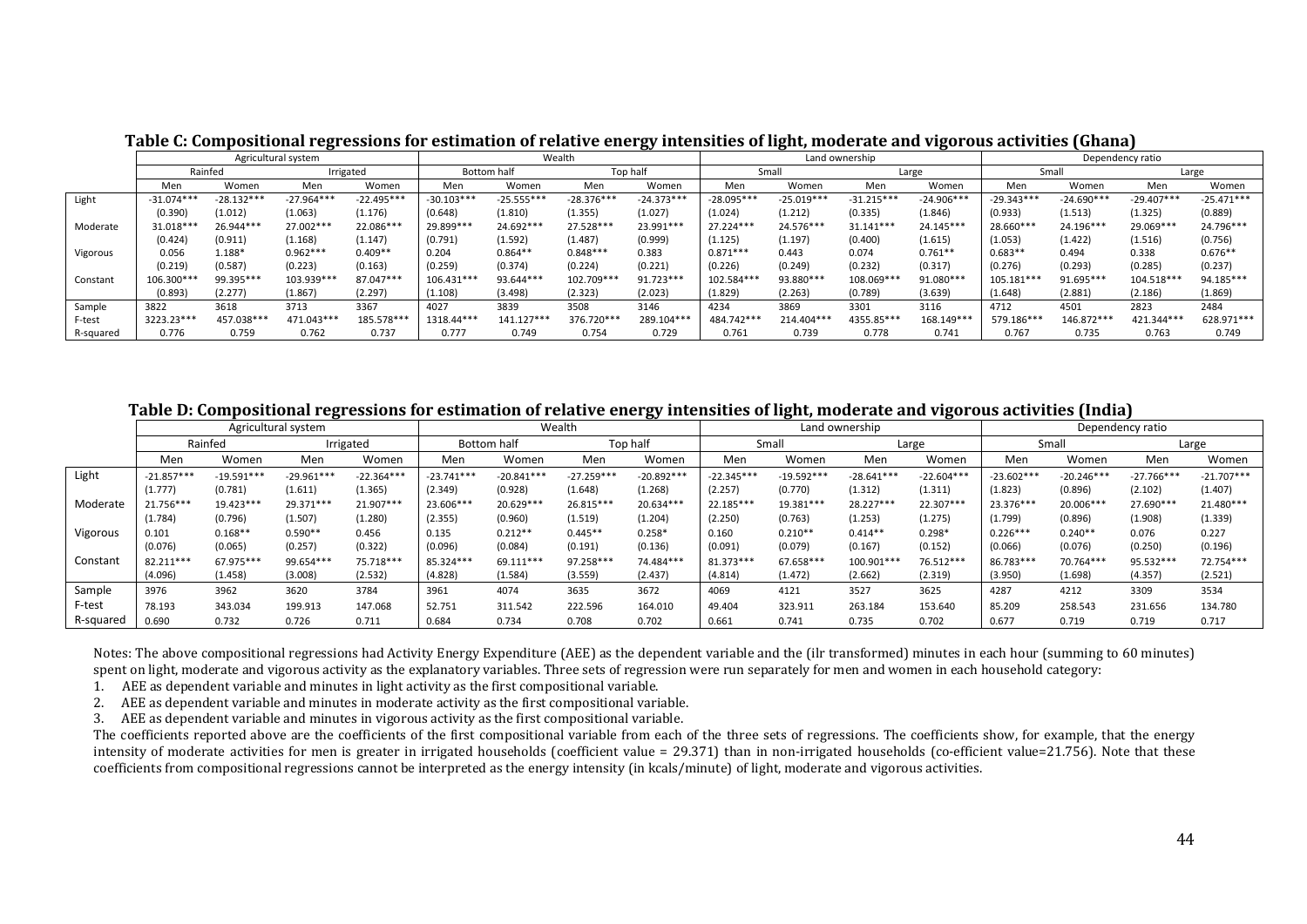**Table C: Compositional regressions for estimation of relative energy intensities of light, moderate and vigorous activities (Ghana)**

| | Agricultural system | | | | Wealth | | | | Land ownership | | | | Dependency ratio | | | |
|---|---|---|---|---|---|---|---|---|---|---|---|---|---|---|---|---|
| | Rainfed | | Irrigated | | Bottom half | | Top half | | Small | | Large | | Small | | Large | |
| | Men | Women | Men | Women | Men | Women | Men | Women | Men | Women | Men | Women | Men | Women | Men | Women |
| Light | -31.074*** | -28.132*** | -27.964*** | -22.495*** | -30.103*** | -25.555*** | -28.376*** | -24.373*** | -28.095*** | -25.019*** | -31.215*** | -24.906*** | -29.343*** | -24.690*** | -29.407*** | -25.471*** |
| | (0.390) | (1.012) | (1.063) | (1.176) | (0.648) | (1.810) | (1.355) | (1.027) | (1.024) | (1.212) | (0.335) | (1.846) | (0.933) | (1.513) | (1.325) | (0.889) |
| Moderate | 31.018*** | 26.944*** | 27.002*** | 22.086*** | 29.899*** | 24.692*** | 27.528*** | 23.991*** | 27.224*** | 24.576*** | 31.141*** | 24.145*** | 28.660*** | 24.196*** | 29.069*** | 24.796*** |
| | (0.424) | (0.911) | (1.168) | (1.147) | (0.791) | (1.592) | (1.487) | (0.999) | (1.125) | (1.197) | (0.400) | (1.615) | (1.053) | (1.422) | (1.516) | (0.756) |
| Vigorous | 0.056 | 1.188* | 0.962*** | 0.409** | 0.204 | 0.864** | 0.848*** | 0.383 | 0.871*** | 0.443 | 0.074 | 0.761** | 0.683** | 0.494 | 0.338 | 0.676** |
| | (0.219) | (0.587) | (0.223) | (0.163) | (0.259) | (0.374) | (0.224) | (0.221) | (0.226) | (0.249) | (0.232) | (0.317) | (0.276) | (0.293) | (0.285) | (0.237) |
| Constant | 106.300*** | 99.395*** | 103.939*** | 87.047*** | 106.431*** | 93.644*** | 102.709*** | 91.723*** | 102.584*** | 93.880*** | 108.069*** | 91.080*** | 105.181*** | 91.695*** | 104.518*** | 94.185*** |
| | (0.893) | (2.277) | (1.867) | (2.297) | (1.108) | (3.498) | (2.323) | (2.023) | (1.829) | (2.263) | (0.789) | (3.639) | (1.648) | (2.881) | (2.186) | (1.869) |
| Sample | 3822 | 3618 | 3713 | 3367 | 4027 | 3839 | 3508 | 3146 | 4234 | 3869 | 3301 | 3116 | 4712 | 4501 | 2823 | 2484 |
| F-test | 3223.23*** | 457.038*** | 471.043*** | 185.578*** | 1318.44*** | 141.127*** | 376.720*** | 289.104*** | 484.742*** | 214.404*** | 4355.85*** | 168.149*** | 579.186*** | 146.872*** | 421.344*** | 628.971*** |
| R-squared | 0.776 | 0.759 | 0.762 | 0.737 | 0.777 | 0.749 | 0.754 | 0.729 | 0.761 | 0.739 | 0.778 | 0.741 | 0.767 | 0.735 | 0.763 | 0.749 |

**Table D: Compositional regressions for estimation of relative energy intensities of light, moderate and vigorous activities (India)**

| | Agricultural system | | | | Wealth | | | | Land ownership | | | | Dependency ratio | | | |
|---|---|---|---|---|---|---|---|---|---|---|---|---|---|---|---|---|
| | Rainfed | | Irrigated | | Bottom half | | Top half | | Small | | Large | | Small | | Large | |
| | Men | Women | Men | Women | Men | Women | Men | Women | Men | Women | Men | Women | Men | Women | Men | Women |
| Light | -21.857*** | -19.591*** | -29.961*** | -22.364*** | -23.741*** | -20.841*** | -27.259*** | -20.892*** | -22.345*** | -19.592*** | -28.641*** | -22.604*** | -23.602*** | -20.246*** | -27.766*** | -21.707*** |
| | (1.777) | (0.781) | (1.611) | (1.365) | (2.349) | (0.928) | (1.648) | (1.268) | (2.257) | (0.770) | (1.312) | (1.311) | (1.823) | (0.896) | (2.102) | (1.407) |
| Moderate | 21.756*** | 19.423*** | 29.371*** | 21.907*** | 23.606*** | 20.629*** | 26.815*** | 20.634*** | 22.185*** | 19.381*** | 28.227*** | 22.307*** | 23.376*** | 20.006*** | 27.690*** | 21.480*** |
| | (1.784) | (0.796) | (1.507) | (1.280) | (2.355) | (0.960) | (1.519) | (1.204) | (2.250) | (0.763) | (1.253) | (1.275) | (1.799) | (0.896) | (1.908) | (1.339) |
| Vigorous | 0.101 | 0.168** | 0.590** | 0.456 | 0.135 | 0.212** | 0.445** | 0.258* | 0.160 | 0.210** | 0.414** | 0.298* | 0.226*** | 0.240** | 0.076 | 0.227 |
| | (0.076) | (0.065) | (0.257) | (0.322) | (0.096) | (0.084) | (0.191) | (0.136) | (0.091) | (0.079) | (0.167) | (0.152) | (0.066) | (0.076) | (0.250) | (0.196) |
| Constant | 82.211*** | 67.975*** | 99.654*** | 75.718*** | 85.324*** | 69.111*** | 97.258*** | 74.484*** | 81.373*** | 67.658*** | 100.901*** | 76.512*** | 86.783*** | 70.764*** | 95.532*** | 72.754*** |
| | (4.096) | (1.458) | (3.008) | (2.532) | (4.828) | (1.584) | (3.559) | (2.437) | (4.814) | (1.472) | (2.662) | (2.319) | (3.950) | (1.698) | (4.357) | (2.521) |
| Sample | 3976 | 3962 | 3620 | 3784 | 3961 | 4074 | 3635 | 3672 | 4069 | 4121 | 3527 | 3625 | 4287 | 4212 | 3309 | 3534 |
| F-test | 78.193 | 343.034 | 199.913 | 147.068 | 52.751 | 311.542 | 222.596 | 164.010 | 49.404 | 323.911 | 263.184 | 153.640 | 85.209 | 258.543 | 231.656 | 134.780 |
| R-squared | 0.690 | 0.732 | 0.726 | 0.711 | 0.684 | 0.734 | 0.708 | 0.702 | 0.661 | 0.741 | 0.735 | 0.702 | 0.677 | 0.719 | 0.719 | 0.717 |

Notes: The above compositional regressions had Activity Energy Expenditure (AEE) as the dependent variable and the (ilr transformed) minutes in each hour (summing to 60 minutes) spent on light, moderate and vigorous activity as the explanatory variables. Three sets of regression were run separately for men and women in each household category:

1. AEE as dependent variable and minutes in light activity as the first compositional variable.
2. AEE as dependent variable and minutes in moderate activity as the first compositional variable.
3. AEE as dependent variable and minutes in vigorous activity as the first compositional variable.

The coefficients reported above are the coefficients of the first compositional variable from each of the three sets of regressions. The coefficients show, for example, that the energy intensity of moderate activities for men is greater in irrigated households (coefficient value = 29.371) than in non-irrigated households (co-efficient value=21.756). Note that these coefficients from compositional regressions cannot be interpreted as the energy intensity (in kcals/minute) of light, moderate and vigorous activities.